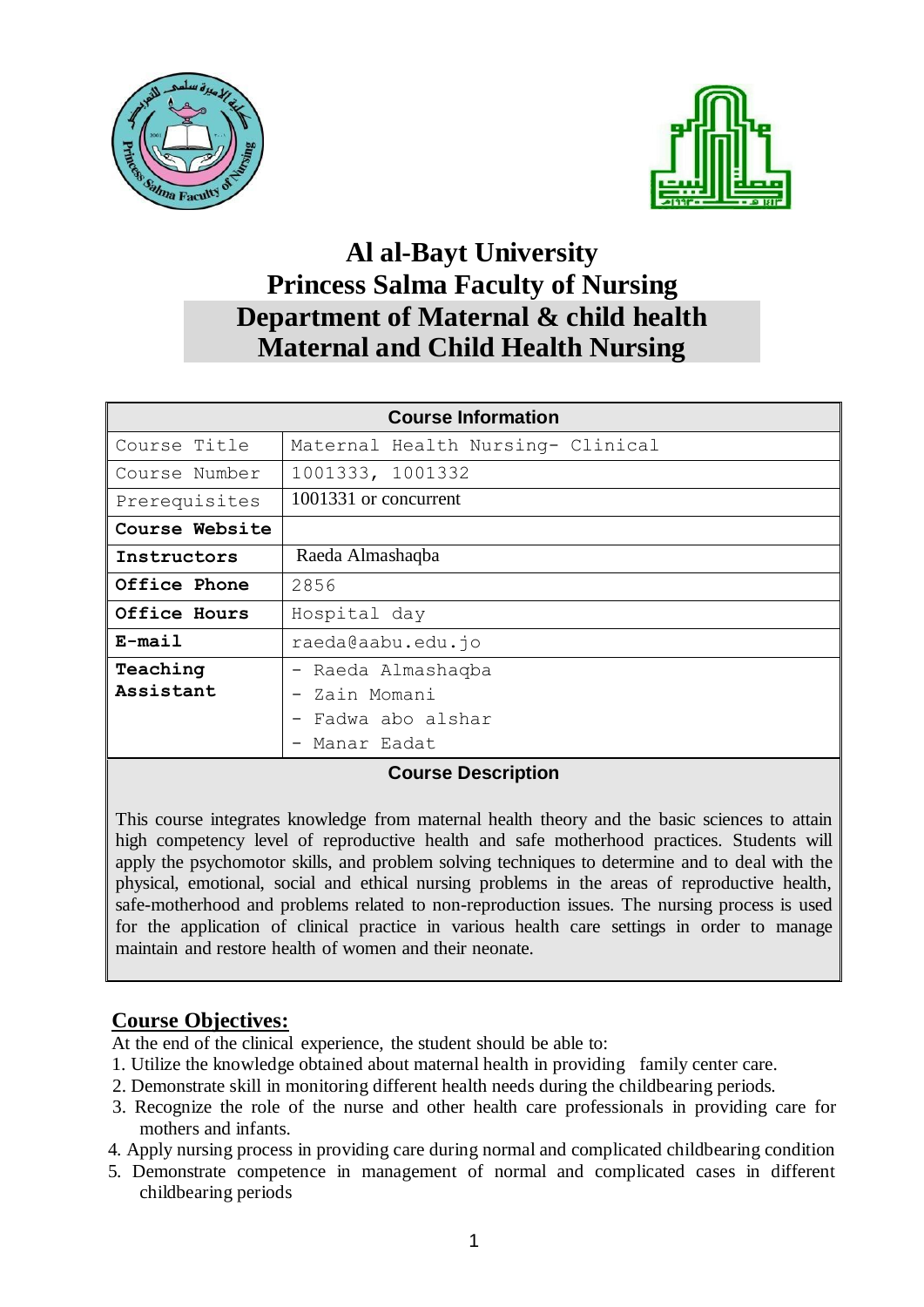# Al al-Bayt University
# Princess Salma Faculty of Nursing
## Department of Maternal & child health
## Maternal and Child Health Nursing

| Course Information | |
|---|---|
| Course Title | Maternal Health Nursing- Clinical |
| Course Number | 1001333, 1001332 |
| Prerequisites | 1001331 or concurrent |
| **Course Website** | |
| **Instructors** | Raeda Almashaqba |
| **Office Phone** | 2856 |
| **Office Hours** | Hospital day |
| **E-mail** | raeda@aabu.edu.jo |
| **Teaching Assistant** | - Raeda Almashaqba<br>- Zain Momani<br>- Fadwa abo alshar<br>- Manar Eadat |

**Course Description**

This course integrates knowledge from maternal health theory and the basic sciences to attain high competency level of reproductive health and safe motherhood practices. Students will apply the psychomotor skills, and problem solving techniques to determine and to deal with the physical, emotional, social and ethical nursing problems in the areas of reproductive health, safe-motherhood and problems related to non-reproduction issues. The nursing process is used for the application of clinical practice in various health care settings in order to manage maintain and restore health of women and their neonate.

## Course Objectives:

At the end of the clinical experience, the student should be able to:

1. Utilize the knowledge obtained about maternal health in providing family center care.
2. Demonstrate skill in monitoring different health needs during the childbearing periods.
3. Recognize the role of the nurse and other health care professionals in providing care for mothers and infants.
4. Apply nursing process in providing care during normal and complicated childbearing condition
5. Demonstrate competence in management of normal and complicated cases in different childbearing periods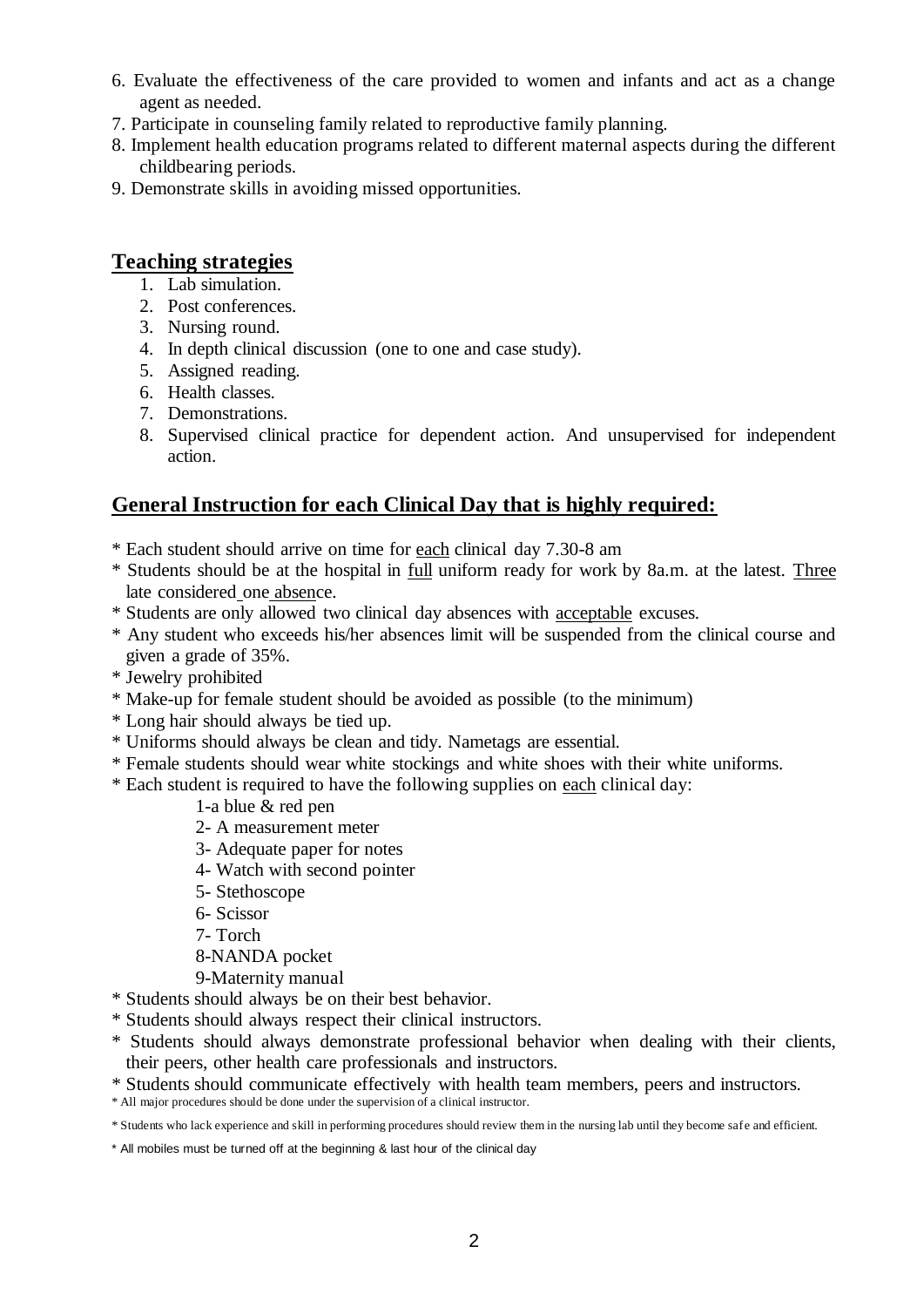6. Evaluate the effectiveness of the care provided to women and infants and act as a change agent as needed.
7. Participate in counseling family related to reproductive family planning.
8. Implement health education programs related to different maternal aspects during the different childbearing periods.
9. Demonstrate skills in avoiding missed opportunities.

## Teaching strategies

1. Lab simulation.
2. Post conferences.
3. Nursing round.
4. In depth clinical discussion (one to one and case study).
5. Assigned reading.
6. Health classes.
7. Demonstrations.
8. Supervised clinical practice for dependent action. And unsupervised for independent action.

## General Instruction for each Clinical Day that is highly required:

* Each student should arrive on time for each clinical day 7.30-8 am
* Students should be at the hospital in full uniform ready for work by 8a.m. at the latest. Three late considered one absence.
* Students are only allowed two clinical day absences with acceptable excuses.
* Any student who exceeds his/her absences limit will be suspended from the clinical course and given a grade of 35%.
* Jewelry prohibited
* Make-up for female student should be avoided as possible (to the minimum)
* Long hair should always be tied up.
* Uniforms should always be clean and tidy. Nametags are essential.
* Female students should wear white stockings and white shoes with their white uniforms.
* Each student is required to have the following supplies on each clinical day:
    1-a blue & red pen
    2- A measurement meter
    3- Adequate paper for notes
    4- Watch with second pointer
    5- Stethoscope
    6- Scissor
    7- Torch
    8-NANDA pocket
    9-Maternity manual
* Students should always be on their best behavior.
* Students should always respect their clinical instructors.
* Students should always demonstrate professional behavior when dealing with their clients, their peers, other health care professionals and instructors.
* Students should communicate effectively with health team members, peers and instructors.
* All major procedures should be done under the supervision of a clinical instructor.
* Students who lack experience and skill in performing procedures should review them in the nursing lab until they become safe and efficient.
* All mobiles must be turned off at the beginning & last hour of the clinical day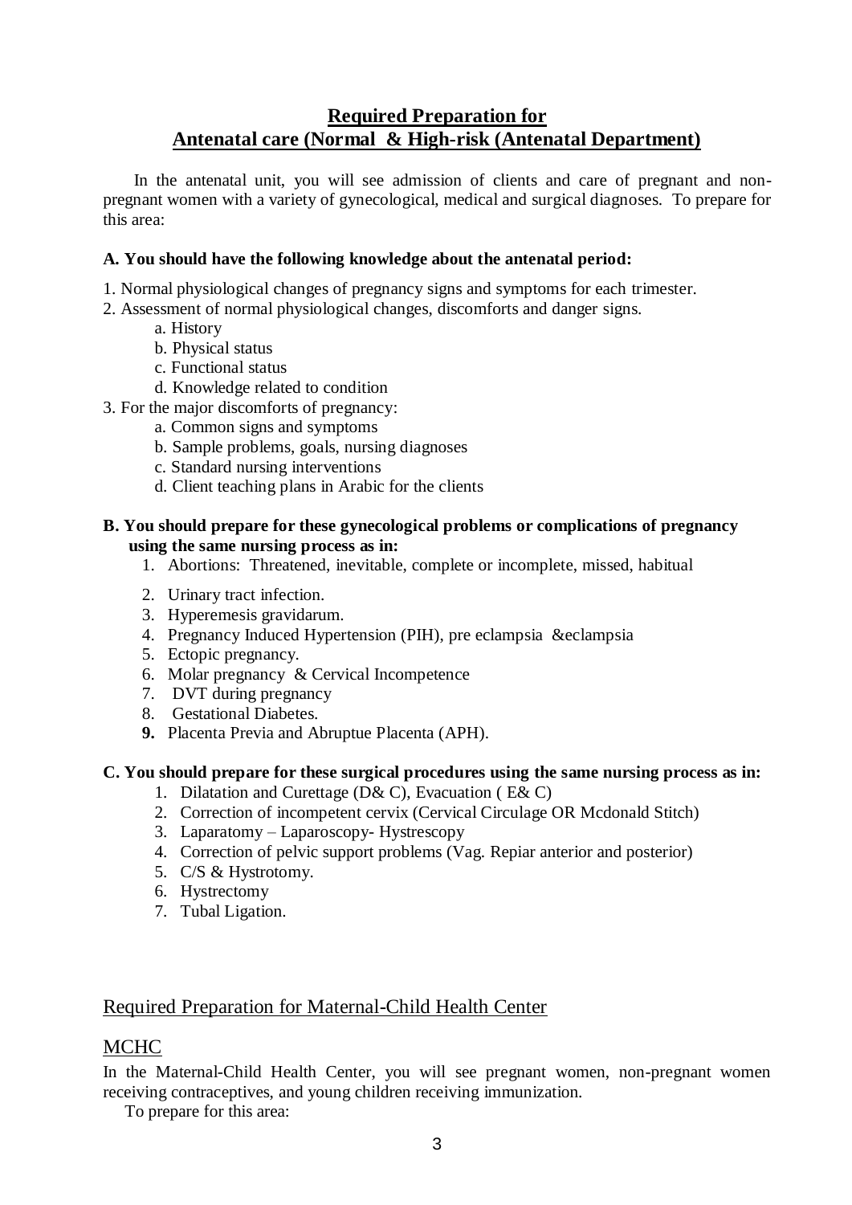## Required Preparation for Antenatal care (Normal & High-risk (Antenatal Department)

In the antenatal unit, you will see admission of clients and care of pregnant and non-pregnant women with a variety of gynecological, medical and surgical diagnoses. To prepare for this area:

**A. You should have the following knowledge about the antenatal period:**

1. Normal physiological changes of pregnancy signs and symptoms for each trimester.
2. Assessment of normal physiological changes, discomforts and danger signs.
   a. History
   b. Physical status
   c. Functional status
   d. Knowledge related to condition
3. For the major discomforts of pregnancy:
   a. Common signs and symptoms
   b. Sample problems, goals, nursing diagnoses
   c. Standard nursing interventions
   d. Client teaching plans in Arabic for the clients

**B. You should prepare for these gynecological problems or complications of pregnancy using the same nursing process as in:**

1. Abortions: Threatened, inevitable, complete or incomplete, missed, habitual
2. Urinary tract infection.
3. Hyperemesis gravidarum.
4. Pregnancy Induced Hypertension (PIH), pre eclampsia &eclampsia
5. Ectopic pregnancy.
6. Molar pregnancy & Cervical Incompetence
7. DVT during pregnancy
8. Gestational Diabetes.
9. Placenta Previa and Abruptue Placenta (APH).

**C. You should prepare for these surgical procedures using the same nursing process as in:**

1. Dilatation and Curettage (D& C), Evacuation ( E& C)
2. Correction of incompetent cervix (Cervical Circulage OR Mcdonald Stitch)
3. Laparatomy – Laparoscopy- Hystrescopy
4. Correction of pelvic support problems (Vag. Repiar anterior and posterior)
5. C/S & Hystrotomy.
6. Hystrectomy
7. Tubal Ligation.

## Required Preparation for Maternal-Child Health Center

## MCHC

In the Maternal-Child Health Center, you will see pregnant women, non-pregnant women receiving contraceptives, and young children receiving immunization.

To prepare for this area: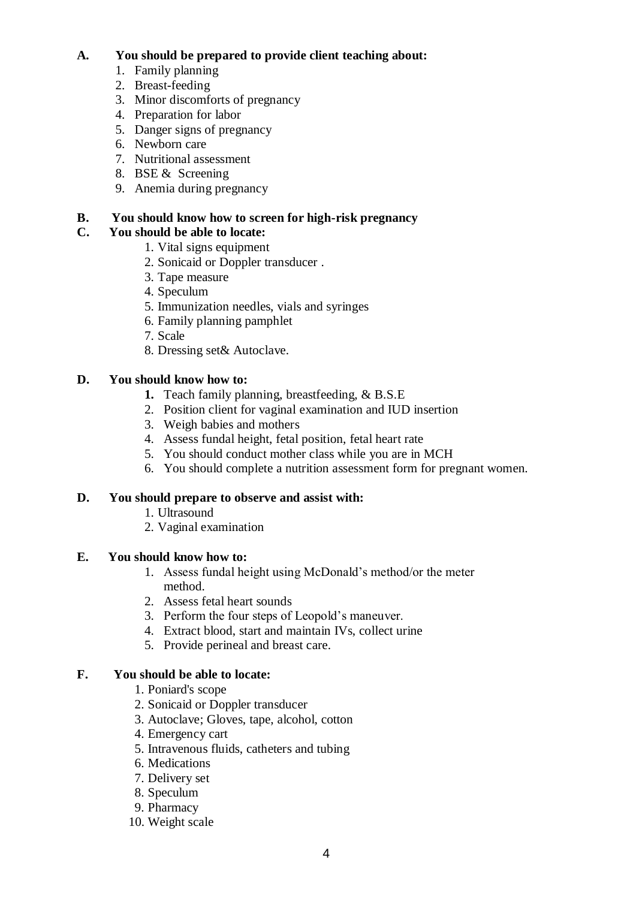**A. You should be prepared to provide client teaching about:**

1. Family planning
2. Breast-feeding
3. Minor discomforts of pregnancy
4. Preparation for labor
5. Danger signs of pregnancy
6. Newborn care
7. Nutritional assessment
8. BSE & Screening
9. Anemia during pregnancy

**B. You should know how to screen for high-risk pregnancy**

**C. You should be able to locate:**

1. Vital signs equipment
2. Sonicaid or Doppler transducer .
3. Tape measure
4. Speculum
5. Immunization needles, vials and syringes
6. Family planning pamphlet
7. Scale
8. Dressing set& Autoclave.

**D. You should know how to:**

1. Teach family planning, breastfeeding, & B.S.E
2. Position client for vaginal examination and IUD insertion
3. Weigh babies and mothers
4. Assess fundal height, fetal position, fetal heart rate
5. You should conduct mother class while you are in MCH
6. You should complete a nutrition assessment form for pregnant women.

**D. You should prepare to observe and assist with:**

1. Ultrasound
2. Vaginal examination

**E. You should know how to:**

1. Assess fundal height using McDonald's method/or the meter method.
2. Assess fetal heart sounds
3. Perform the four steps of Leopold's maneuver.
4. Extract blood, start and maintain IVs, collect urine
5. Provide perineal and breast care.

**F. You should be able to locate:**

1. Poniard's scope
2. Sonicaid or Doppler transducer
3. Autoclave; Gloves, tape, alcohol, cotton
4. Emergency cart
5. Intravenous fluids, catheters and tubing
6. Medications
7. Delivery set
8. Speculum
9. Pharmacy
10. Weight scale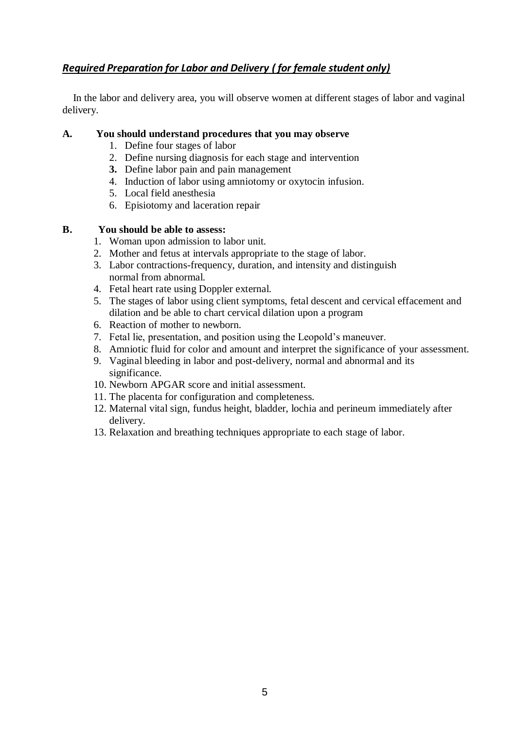## ***Required Preparation for Labor and Delivery ( for female student only)***

In the labor and delivery area, you will observe women at different stages of labor and vaginal delivery.

**A. You should understand procedures that you may observe**

1. Define four stages of labor
2. Define nursing diagnosis for each stage and intervention
3. Define labor pain and pain management
4. Induction of labor using amniotomy or oxytocin infusion.
5. Local field anesthesia
6. Episiotomy and laceration repair

**B. You should be able to assess:**

1. Woman upon admission to labor unit.
2. Mother and fetus at intervals appropriate to the stage of labor.
3. Labor contractions-frequency, duration, and intensity and distinguish normal from abnormal.
4. Fetal heart rate using Doppler external.
5. The stages of labor using client symptoms, fetal descent and cervical effacement and dilation and be able to chart cervical dilation upon a program
6. Reaction of mother to newborn.
7. Fetal lie, presentation, and position using the Leopold's maneuver.
8. Amniotic fluid for color and amount and interpret the significance of your assessment.
9. Vaginal bleeding in labor and post-delivery, normal and abnormal and its significance.
10. Newborn APGAR score and initial assessment.
11. The placenta for configuration and completeness.
12. Maternal vital sign, fundus height, bladder, lochia and perineum immediately after delivery.
13. Relaxation and breathing techniques appropriate to each stage of labor.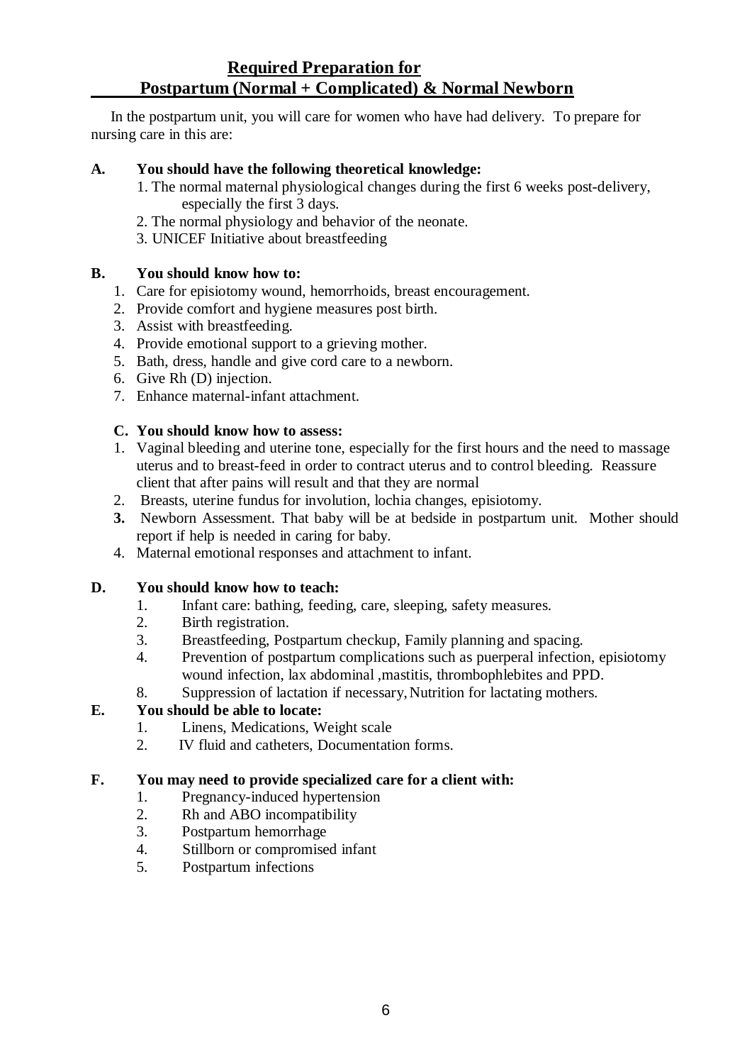# Required Preparation for Postpartum (Normal + Complicated) & Normal Newborn

In the postpartum unit, you will care for women who have had delivery. To prepare for nursing care in this are:

**A. You should have the following theoretical knowledge:**

1. The normal maternal physiological changes during the first 6 weeks post-delivery, especially the first 3 days.
2. The normal physiology and behavior of the neonate.
3. UNICEF Initiative about breastfeeding

**B. You should know how to:**

1. Care for episiotomy wound, hemorrhoids, breast encouragement.
2. Provide comfort and hygiene measures post birth.
3. Assist with breastfeeding.
4. Provide emotional support to a grieving mother.
5. Bath, dress, handle and give cord care to a newborn.
6. Give Rh (D) injection.
7. Enhance maternal-infant attachment.

**C. You should know how to assess:**

1. Vaginal bleeding and uterine tone, especially for the first hours and the need to massage uterus and to breast-feed in order to contract uterus and to control bleeding. Reassure client that after pains will result and that they are normal
2. Breasts, uterine fundus for involution, lochia changes, episiotomy.
3. Newborn Assessment. That baby will be at bedside in postpartum unit. Mother should report if help is needed in caring for baby.
4. Maternal emotional responses and attachment to infant.

**D. You should know how to teach:**

1. Infant care: bathing, feeding, care, sleeping, safety measures.
2. Birth registration.
3. Breastfeeding, Postpartum checkup, Family planning and spacing.
4. Prevention of postpartum complications such as puerperal infection, episiotomy wound infection, lax abdominal ,mastitis, thrombophlebites and PPD.
8. Suppression of lactation if necessary, Nutrition for lactating mothers.

**E. You should be able to locate:**

1. Linens, Medications, Weight scale
2. IV fluid and catheters, Documentation forms.

**F. You may need to provide specialized care for a client with:**

1. Pregnancy-induced hypertension
2. Rh and ABO incompatibility
3. Postpartum hemorrhage
4. Stillborn or compromised infant
5. Postpartum infections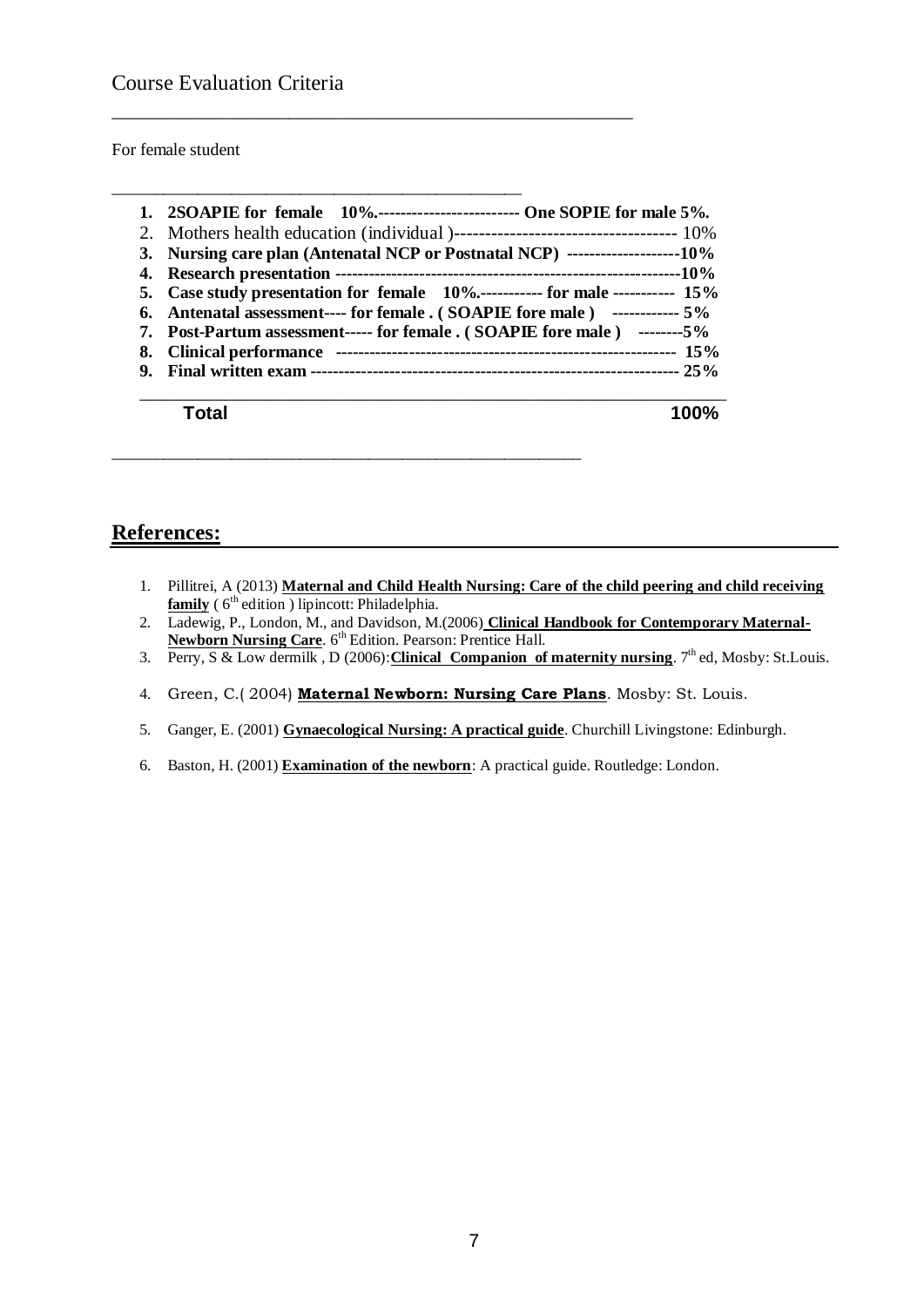## Course Evaluation Criteria

For female student

1. **2SOAPIE for female 10%.------------------------- One SOPIE for male 5%.**
2. Mothers health education (individual )------------------------------------ 10%
3. **Nursing care plan (Antenatal NCP or Postnatal NCP) --------------------10%**
4. **Research presentation -----------------------------------------------------------10%**
5. **Case study presentation for female 10%.----------- for male ----------- 15%**
6. **Antenatal assessment---- for female . ( SOAPIE fore male ) ------------ 5%**
7. **Post-Partum assessment----- for female . ( SOAPIE fore male ) --------5%**
8. **Clinical performance ----------------------------------------------------------- 15%**
9. **Final written exam ---------------------------------------------------------------- 25%**

**Total 100%**

## References:

1. Pillitrei, A (2013) **Maternal and Child Health Nursing: Care of the child peering and child receiving family** ( 6th edition ) lipincott: Philadelphia.
2. Ladewig, P., London, M., and Davidson, M.(2006) **Clinical Handbook for Contemporary Maternal-Newborn Nursing Care**. 6th Edition. Pearson: Prentice Hall.
3. Perry, S & Low dermilk , D (2006):**Clinical Companion of maternity nursing**. 7th ed, Mosby: St.Louis.
4. Green, C.( 2004) **Maternal Newborn: Nursing Care Plans**. Mosby: St. Louis.
5. Ganger, E. (2001) **Gynaecological Nursing: A practical guide**. Churchill Livingstone: Edinburgh.
6. Baston, H. (2001) **Examination of the newborn**: A practical guide. Routledge: London.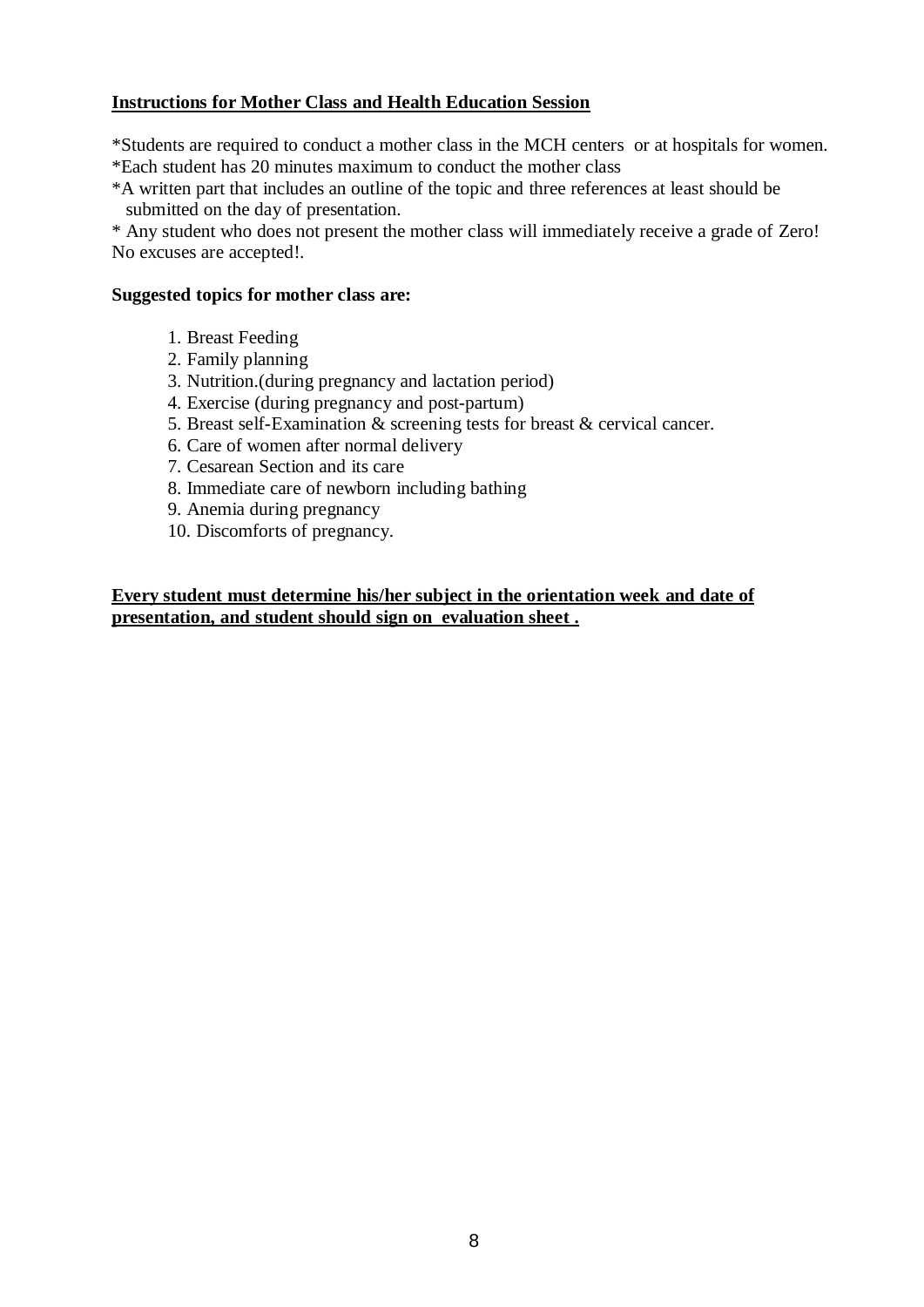**<u>Instructions for Mother Class and Health Education Session</u>**

*Students are required to conduct a mother class in the MCH centers or at hospitals for women.
*Each student has 20 minutes maximum to conduct the mother class
*A written part that includes an outline of the topic and three references at least should be submitted on the day of presentation.
* Any student who does not present the mother class will immediately receive a grade of Zero! No excuses are accepted!.

**Suggested topics for mother class are:**

1. Breast Feeding
2. Family planning
3. Nutrition.(during pregnancy and lactation period)
4. Exercise (during pregnancy and post-partum)
5. Breast self-Examination & screening tests for breast & cervical cancer.
6. Care of women after normal delivery
7. Cesarean Section and its care
8. Immediate care of newborn including bathing
9. Anemia during pregnancy
10. Discomforts of pregnancy.

**<u>Every student must determine his/her subject in the orientation week and date of presentation, and student should sign on evaluation sheet .</u>**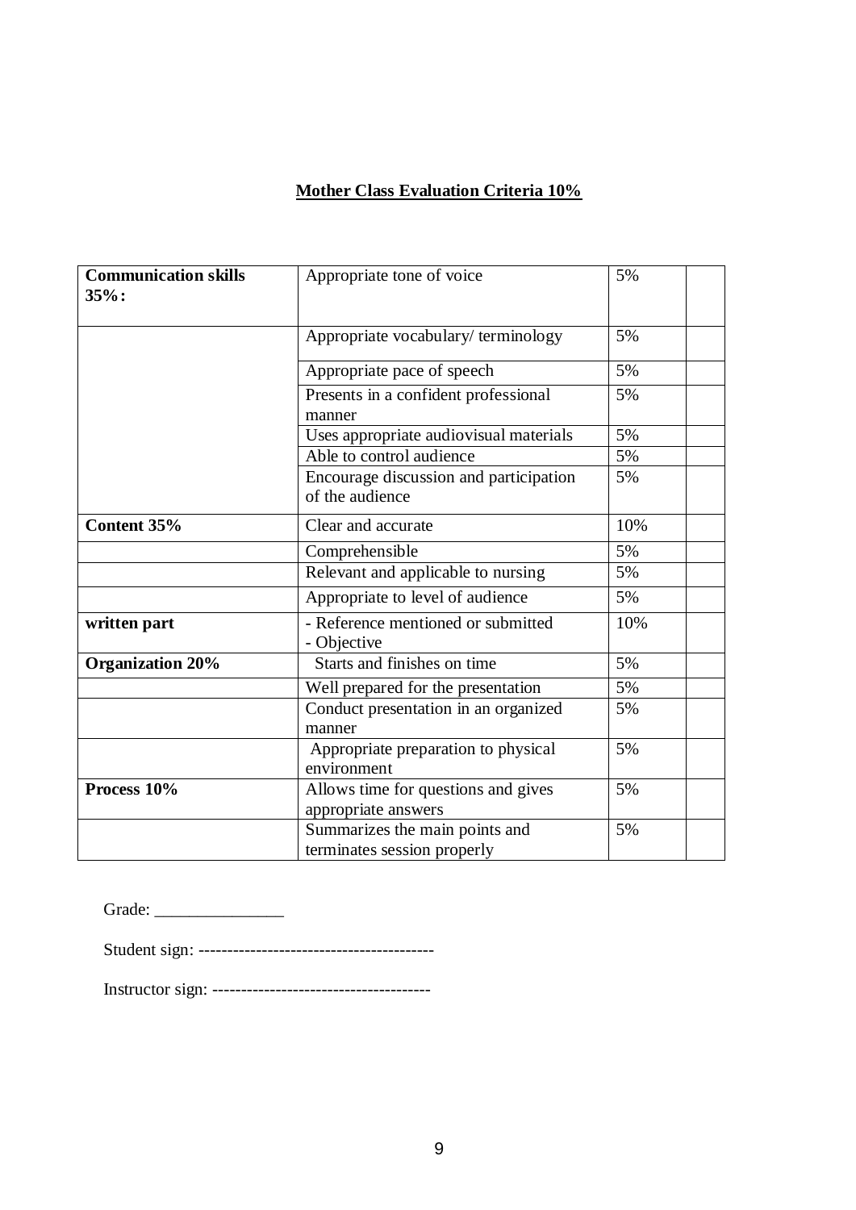**Mother Class Evaluation Criteria 10%**

| **Communication skills 35%:** | Appropriate tone of voice | 5% | |
|---|---|---|---|
| | Appropriate vocabulary/ terminology | 5% | |
| | Appropriate pace of speech | 5% | |
| | Presents in a confident professional manner | 5% | |
| | Uses appropriate audiovisual materials | 5% | |
| | Able to control audience | 5% | |
| | Encourage discussion and participation of the audience | 5% | |
| **Content 35%** | Clear and accurate | 10% | |
| | Comprehensible | 5% | |
| | Relevant and applicable to nursing | 5% | |
| | Appropriate to level of audience | 5% | |
| **written part** | - Reference mentioned or submitted<br>- Objective | 10% | |
| **Organization 20%** | Starts and finishes on time | 5% | |
| | Well prepared for the presentation | 5% | |
| | Conduct presentation in an organized manner | 5% | |
| | Appropriate preparation to physical environment | 5% | |
| **Process 10%** | Allows time for questions and gives appropriate answers | 5% | |
| | Summarizes the main points and terminates session properly | 5% | |

Grade: _______________

Student sign: ----------------------------------------

Instructor sign: -------------------------------------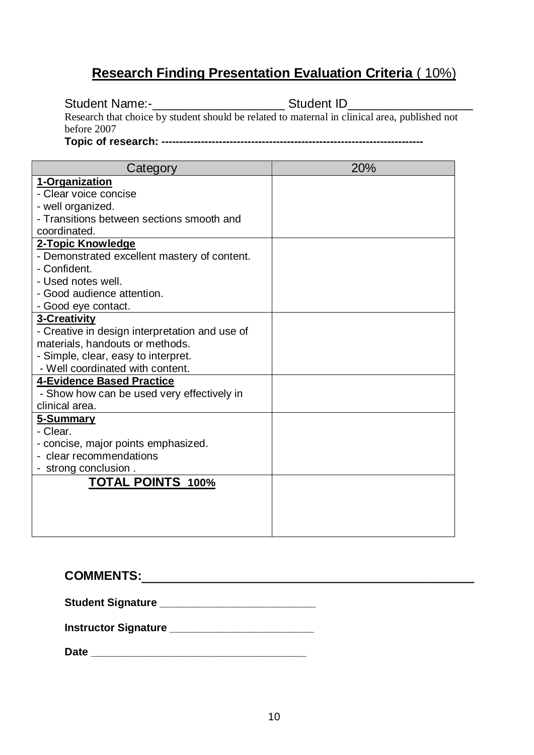# **Research Finding Presentation Evaluation Criteria** ( 10%)

Student Name:-___________________ Student ID_________________

Research that choice by student should be related to maternal in clinical area, published not before 2007

**Topic of research: -----------------------------------------------------------------------**

| Category | 20% |
|---|---|
| **1-Organization**<br>- Clear voice concise<br>- well organized.<br>- Transitions between sections smooth and coordinated. | |
| **2-Topic Knowledge**<br>- Demonstrated excellent mastery of content.<br>- Confident.<br>- Used notes well.<br>- Good audience attention.<br>- Good eye contact. | |
| **3-Creativity**<br>- Creative in design interpretation and use of materials, handouts or methods.<br>- Simple, clear, easy to interpret.<br>- Well coordinated with content. | |
| **4-Evidence Based Practice**<br>- Show how can be used very effectively in clinical area. | |
| **5-Summary**<br>- Clear.<br>- concise, major points emphasized.<br>- clear recommendations<br>- strong conclusion . | |
| **TOTAL POINTS 100%** | |

**COMMENTS:**_______________________________________________

**Student Signature** _________________________

**Instructor Signature** ________________________

**Date** ___________________________________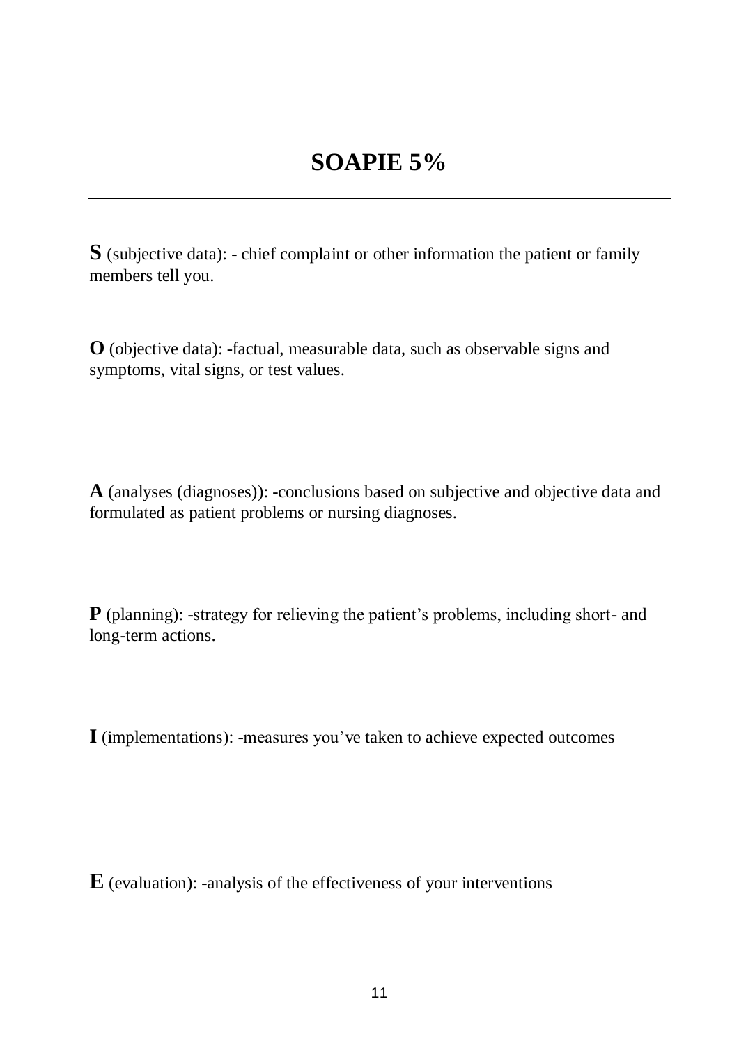# SOAPIE 5%

---

**S** (subjective data): - chief complaint or other information the patient or family members tell you.

**O** (objective data): -factual, measurable data, such as observable signs and symptoms, vital signs, or test values.

**A** (analyses (diagnoses)): -conclusions based on subjective and objective data and formulated as patient problems or nursing diagnoses.

**P** (planning): -strategy for relieving the patient's problems, including short- and long-term actions.

**I** (implementations): -measures you've taken to achieve expected outcomes

**E** (evaluation): -analysis of the effectiveness of your interventions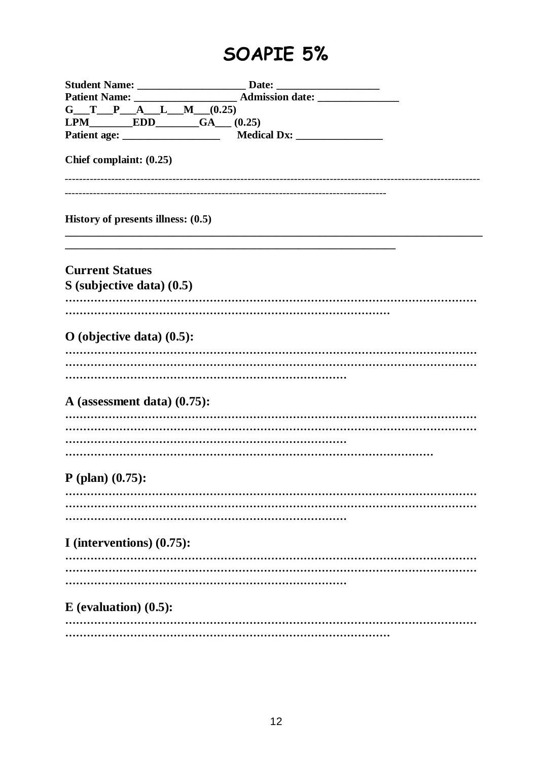# SOAPIE 5%

**Student Name:** ____________________ **Date:** ___________________
**Patient Name:** ___________________ **Admission date:** _______________
**G___T___P___A___L___M___(0.25)**
**LPM________EDD________GA___ (0.25)**
**Patient age:** __________________ **Medical Dx:** ________________

**Chief complaint: (0.25)**

------------------------------------------------------------------------------------------------------------------
------------------------------------------------------------------------------------------

**History of presents illness: (0.5)**

______________________________________________________________________________
____________________________________________________________

## Current Statues

**S (subjective data) (0.5)**

…………………………………………………………………………………………………
……………………………………………………………………………………

**O (objective data) (0.5):**

…………………………………………………………………………………………………
…………………………………………………………………………………………………
……………………………………………………………………

**A (assessment data) (0.75):**

…………………………………………………………………………………………………
…………………………………………………………………………………………………
……………………………………………………………………
……………………………………………………………………………………………

**P (plan) (0.75):**

…………………………………………………………………………………………………
…………………………………………………………………………………………………
……………………………………………………………………

**I (interventions) (0.75):**

…………………………………………………………………………………………………
…………………………………………………………………………………………………
……………………………………………………………………

**E (evaluation) (0.5):**

…………………………………………………………………………………………………
……………………………………………………………………………………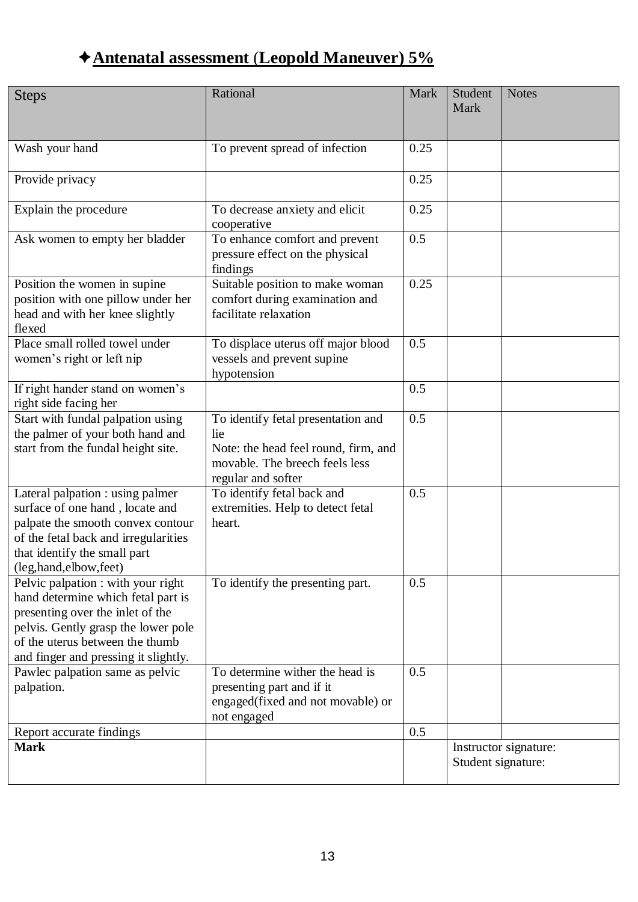## ✦**Antenatal assessment (Leopold Maneuver) 5%**

| Steps | Rational | Mark | Student Mark | Notes |
|---|---|---|---|---|
| Wash your hand | To prevent spread of infection | 0.25 | | |
| Provide privacy | | 0.25 | | |
| Explain the procedure | To decrease anxiety and elicit cooperative | 0.25 | | |
| Ask women to empty her bladder | To enhance comfort and prevent pressure effect on the physical findings | 0.5 | | |
| Position the women in supine position with one pillow under her head and with her knee slightly flexed | Suitable position to make woman comfort during examination and facilitate relaxation | 0.25 | | |
| Place small rolled towel under women's right or left nip | To displace uterus off major blood vessels and prevent supine hypotension | 0.5 | | |
| If right hander stand on women's right side facing her | | 0.5 | | |
| Start with fundal palpation using the palmer of your both hand and start from the fundal height site. | To identify fetal presentation and lie<br>Note: the head feel round, firm, and movable. The breech feels less regular and softer | 0.5 | | |
| Lateral palpation : using palmer surface of one hand , locate and palpate the smooth convex contour of the fetal back and irregularities that identify the small part (leg,hand,elbow,feet) | To identify fetal back and extremities. Help to detect fetal heart. | 0.5 | | |
| Pelvic palpation : with your right hand determine which fetal part is presenting over the inlet of the pelvis. Gently grasp the lower pole of the uterus between the thumb and finger and pressing it slightly. | To identify the presenting part. | 0.5 | | |
| Pawlec palpation same as pelvic palpation. | To determine wither the head is presenting part and if it engaged(fixed and not movable) or not engaged | 0.5 | | |
| Report accurate findings | | 0.5 | | |
| **Mark** | | | Instructor signature:<br>Student signature: | |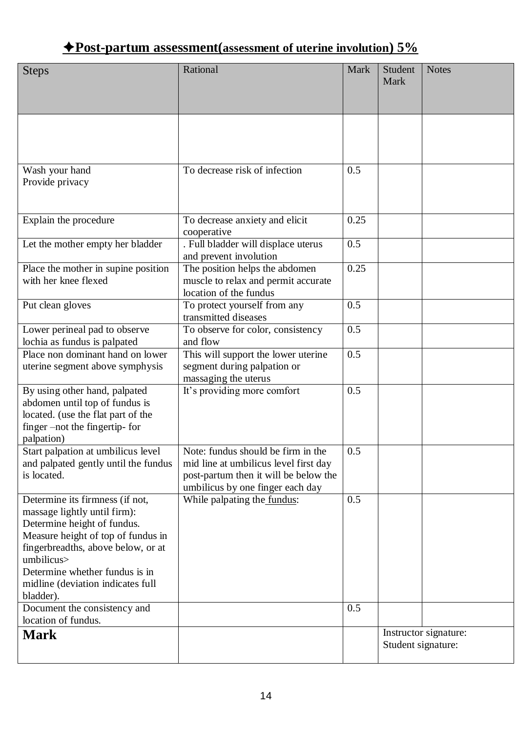## ✦Post-partum assessment(assessment of uterine involution) 5%

| Steps | Rational | Mark | Student Mark | Notes |
|---|---|---|---|---|
| | | | | |
| Wash your hand<br>Provide privacy | To decrease risk of infection | 0.5 | | |
| Explain the procedure | To decrease anxiety and elicit cooperative | 0.25 | | |
| Let the mother empty her bladder | . Full bladder will displace uterus and prevent involution | 0.5 | | |
| Place the mother in supine position with her knee flexed | The position helps the abdomen muscle to relax and permit accurate location of the fundus | 0.25 | | |
| Put clean gloves | To protect yourself from any transmitted diseases | 0.5 | | |
| Lower perineal pad to observe lochia as fundus is palpated | To observe for color, consistency and flow | 0.5 | | |
| Place non dominant hand on lower uterine segment above symphysis | This will support the lower uterine segment during palpation or massaging the uterus | 0.5 | | |
| By using other hand, palpated abdomen until top of fundus is located. (use the flat part of the finger –not the fingertip- for palpation) | It's providing more comfort | 0.5 | | |
| Start palpation at umbilicus level and palpated gently until the fundus is located. | Note: fundus should be firm in the mid line at umbilicus level first day post-partum then it will be below the umbilicus by one finger each day | 0.5 | | |
| Determine its firmness (if not, massage lightly until firm):<br>Determine height of fundus.<br>Measure height of top of fundus in fingerbreadths, above below, or at umbilicus><br>Determine whether fundus is in midline (deviation indicates full bladder). | While palpating the fundus: | 0.5 | | |
| Document the consistency and location of fundus. | | 0.5 | | |
| **Mark** | | | Instructor signature:<br>Student signature: | |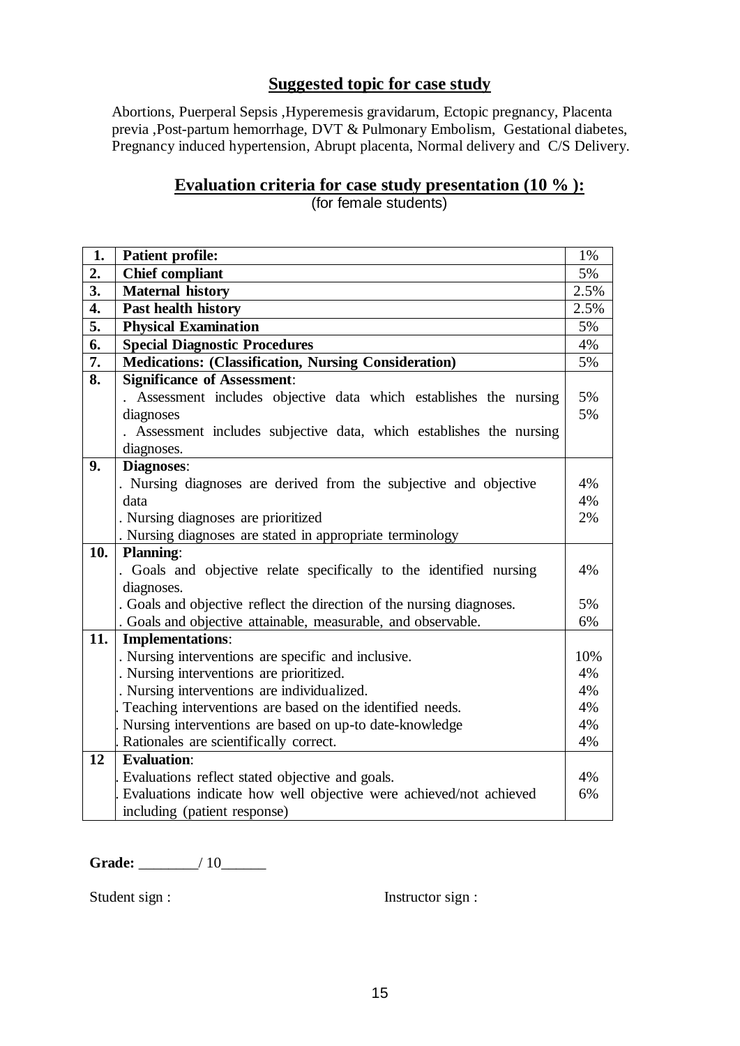## Suggested topic for case study

Abortions, Puerperal Sepsis ,Hyperemesis gravidarum, Ectopic pregnancy, Placenta previa ,Post-partum hemorrhage, DVT & Pulmonary Embolism, Gestational diabetes, Pregnancy induced hypertension, Abrupt placenta, Normal delivery and C/S Delivery.

## Evaluation criteria for case study presentation (10 % ):

(for female students)

| | | |
|---|---|---|
| **1.** | **Patient profile:** | 1% |
| **2.** | **Chief compliant** | 5% |
| **3.** | **Maternal history** | 2.5% |
| **4.** | **Past health history** | 2.5% |
| **5.** | **Physical Examination** | 5% |
| **6.** | **Special Diagnostic Procedures** | 4% |
| **7.** | **Medications: (Classification, Nursing Consideration)** | 5% |
| **8.** | **Significance of Assessment**:<br>. Assessment includes objective data which establishes the nursing diagnoses<br>. Assessment includes subjective data, which establishes the nursing diagnoses. | 5%<br>5% |
| **9.** | **Diagnoses**:<br>. Nursing diagnoses are derived from the subjective and objective data<br>. Nursing diagnoses are prioritized<br>. Nursing diagnoses are stated in appropriate terminology | 4%<br>4%<br>2% |
| **10.** | **Planning**:<br>. Goals and objective relate specifically to the identified nursing diagnoses.<br>. Goals and objective reflect the direction of the nursing diagnoses.<br>. Goals and objective attainable, measurable, and observable. | 4%<br>5%<br>6% |
| **11.** | **Implementations**:<br>. Nursing interventions are specific and inclusive.<br>. Nursing interventions are prioritized.<br>. Nursing interventions are individualized.<br>. Teaching interventions are based on the identified needs.<br>. Nursing interventions are based on up-to date-knowledge<br>. Rationales are scientifically correct. | 10%<br>4%<br>4%<br>4%<br>4%<br>4% |
| **12** | **Evaluation**:<br>. Evaluations reflect stated objective and goals.<br>. Evaluations indicate how well objective were achieved/not achieved including (patient response) | 4%<br>6% |

**Grade:** ________/ 10______

Student sign :                                        Instructor sign :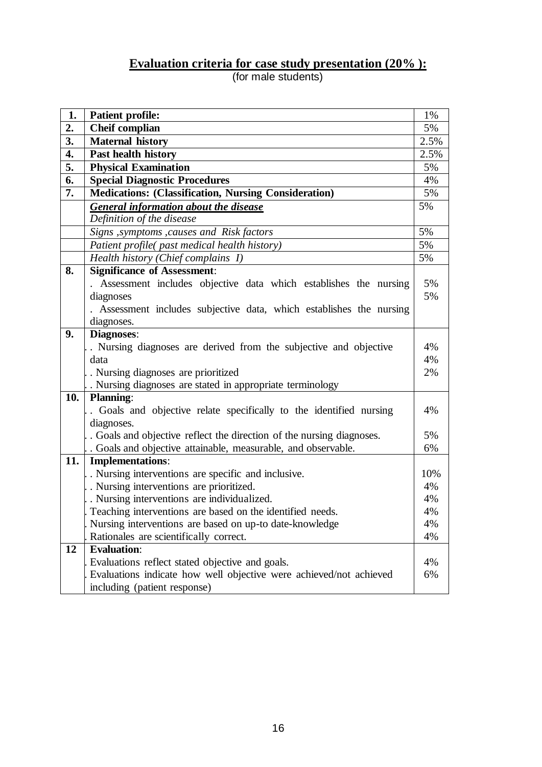## Evaluation criteria for case study presentation (20% ):

(for male students)

| 1. | Patient profile: | 1% |
|---|---|---|
| 2. | **Cheif complian** | 5% |
| 3. | **Maternal history** | 2.5% |
| 4. | **Past health history** | 2.5% |
| 5. | **Physical Examination** | 5% |
| 6. | **Special Diagnostic Procedures** | 4% |
| 7. | **Medications: (Classification, Nursing Consideration)** | 5% |
| | ***General information about the disease*** <br> *Definition of the disease* | 5% |
| | *Signs ,symptoms ,causes and Risk factors* | 5% |
| | *Patient profile( past medical health history)* | 5% |
| | *Health history (Chief complains I)* | 5% |
| 8. | **Significance of Assessment**: <br> . Assessment includes objective data which establishes the nursing diagnoses <br> . Assessment includes subjective data, which establishes the nursing diagnoses. | 5% <br> 5% |
| 9. | **Diagnoses**: <br> . . Nursing diagnoses are derived from the subjective and objective data <br> . . Nursing diagnoses are prioritized <br> . . Nursing diagnoses are stated in appropriate terminology | 4% <br> 4% <br> 2% |
| 10. | **Planning**: <br> . . Goals and objective relate specifically to the identified nursing diagnoses. <br> . . Goals and objective reflect the direction of the nursing diagnoses. <br> . . Goals and objective attainable, measurable, and observable. | 4% <br> 5% <br> 6% |
| 11. | **Implementations**: <br> . . Nursing interventions are specific and inclusive. <br> . . Nursing interventions are prioritized. <br> . . Nursing interventions are individualized. <br> . Teaching interventions are based on the identified needs. <br> . Nursing interventions are based on up-to date-knowledge <br> . Rationales are scientifically correct. | 10% <br> 4% <br> 4% <br> 4% <br> 4% <br> 4% |
| 12 | **Evaluation**: <br> . Evaluations reflect stated objective and goals. <br> . Evaluations indicate how well objective were achieved/not achieved including (patient response) | 4% <br> 6% |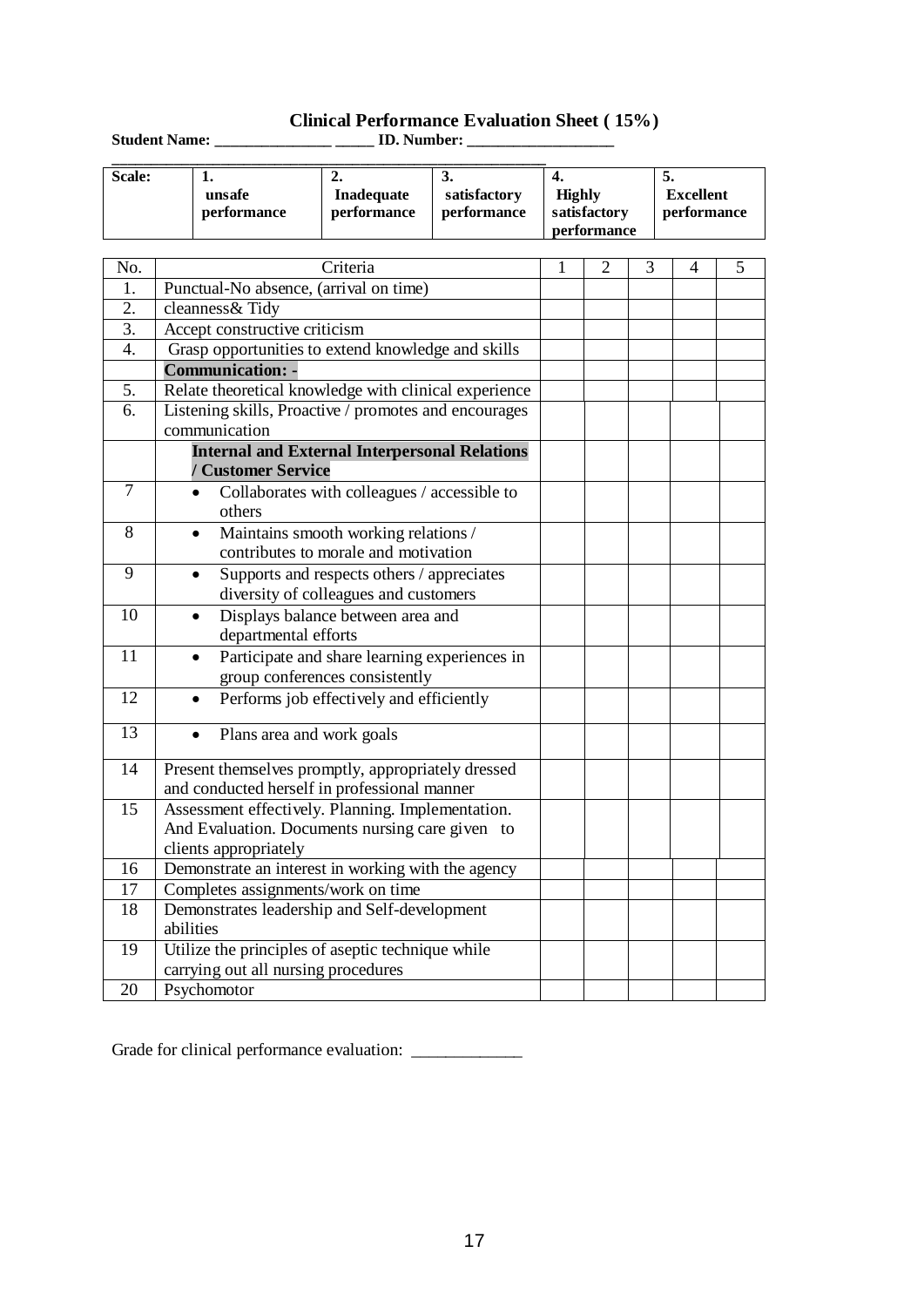# Clinical Performance Evaluation Sheet ( 15%)

**Student Name: _______________ _____ ID. Number: ___________________**

**_____________________________________________________**

| **Scale:** | **1. unsafe performance** | **2. Inadequate performance** | **3. satisfactory performance** | **4. Highly satisfactory performance** | **5. Excellent performance** |
|---|---|---|---|---|---|

| No. | Criteria | 1 | 2 | 3 | 4 | 5 |
|---|---|---|---|---|---|---|
| 1. | Punctual-No absence, (arrival on time) | | | | | |
| 2. | cleanness& Tidy | | | | | |
| 3. | Accept constructive criticism | | | | | |
| 4. | Grasp opportunities to extend knowledge and skills | | | | | |
| | **Communication: -** | | | | | |
| 5. | Relate theoretical knowledge with clinical experience | | | | | |
| 6. | Listening skills, Proactive / promotes and encourages communication | | | | | |
| | **Internal and External Interpersonal Relations / Customer Service** | | | | | |
| 7 | • Collaborates with colleagues / accessible to others | | | | | |
| 8 | • Maintains smooth working relations / contributes to morale and motivation | | | | | |
| 9 | • Supports and respects others / appreciates diversity of colleagues and customers | | | | | |
| 10 | • Displays balance between area and departmental efforts | | | | | |
| 11 | • Participate and share learning experiences in group conferences consistently | | | | | |
| 12 | • Performs job effectively and efficiently | | | | | |
| 13 | • Plans area and work goals | | | | | |
| 14 | Present themselves promptly, appropriately dressed and conducted herself in professional manner | | | | | |
| 15 | Assessment effectively. Planning. Implementation. And Evaluation. Documents nursing care given to clients appropriately | | | | | |
| 16 | Demonstrate an interest in working with the agency | | | | | |
| 17 | Completes assignments/work on time | | | | | |
| 18 | Demonstrates leadership and Self-development abilities | | | | | |
| 19 | Utilize the principles of aseptic technique while carrying out all nursing procedures | | | | | |
| 20 | Psychomotor | | | | | |

Grade for clinical performance evaluation: _____________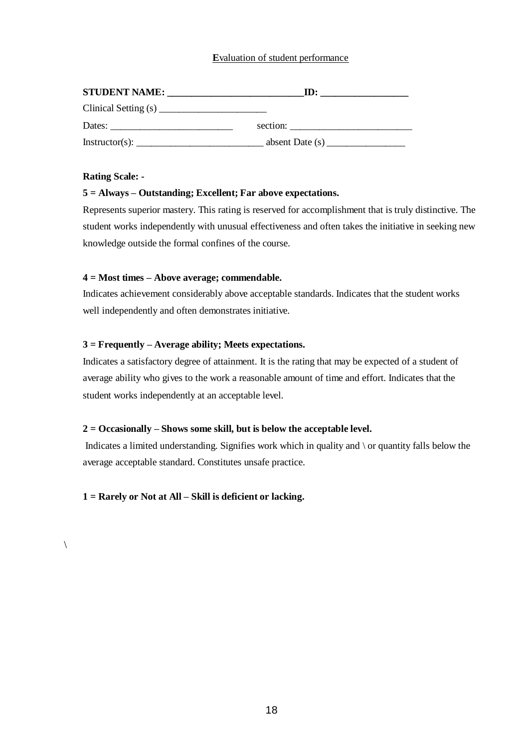**E**valuation of student performance

**STUDENT NAME: ___________________________ID: _________________**

Clinical Setting (s) ______________________

Dates: _________________________ section: _________________________

Instructor(s): __________________________ absent Date (s) ________________

**Rating Scale: -**

**5 = Always – Outstanding; Excellent; Far above expectations.**

Represents superior mastery. This rating is reserved for accomplishment that is truly distinctive. The student works independently with unusual effectiveness and often takes the initiative in seeking new knowledge outside the formal confines of the course.

**4 = Most times – Above average; commendable.**

Indicates achievement considerably above acceptable standards. Indicates that the student works well independently and often demonstrates initiative.

**3 = Frequently – Average ability; Meets expectations.**

Indicates a satisfactory degree of attainment. It is the rating that may be expected of a student of average ability who gives to the work a reasonable amount of time and effort. Indicates that the student works independently at an acceptable level.

**2 = Occasionally – Shows some skill, but is below the acceptable level.**

Indicates a limited understanding. Signifies work which in quality and \ or quantity falls below the average acceptable standard. Constitutes unsafe practice.

**1 = Rarely or Not at All – Skill is deficient or lacking.**

\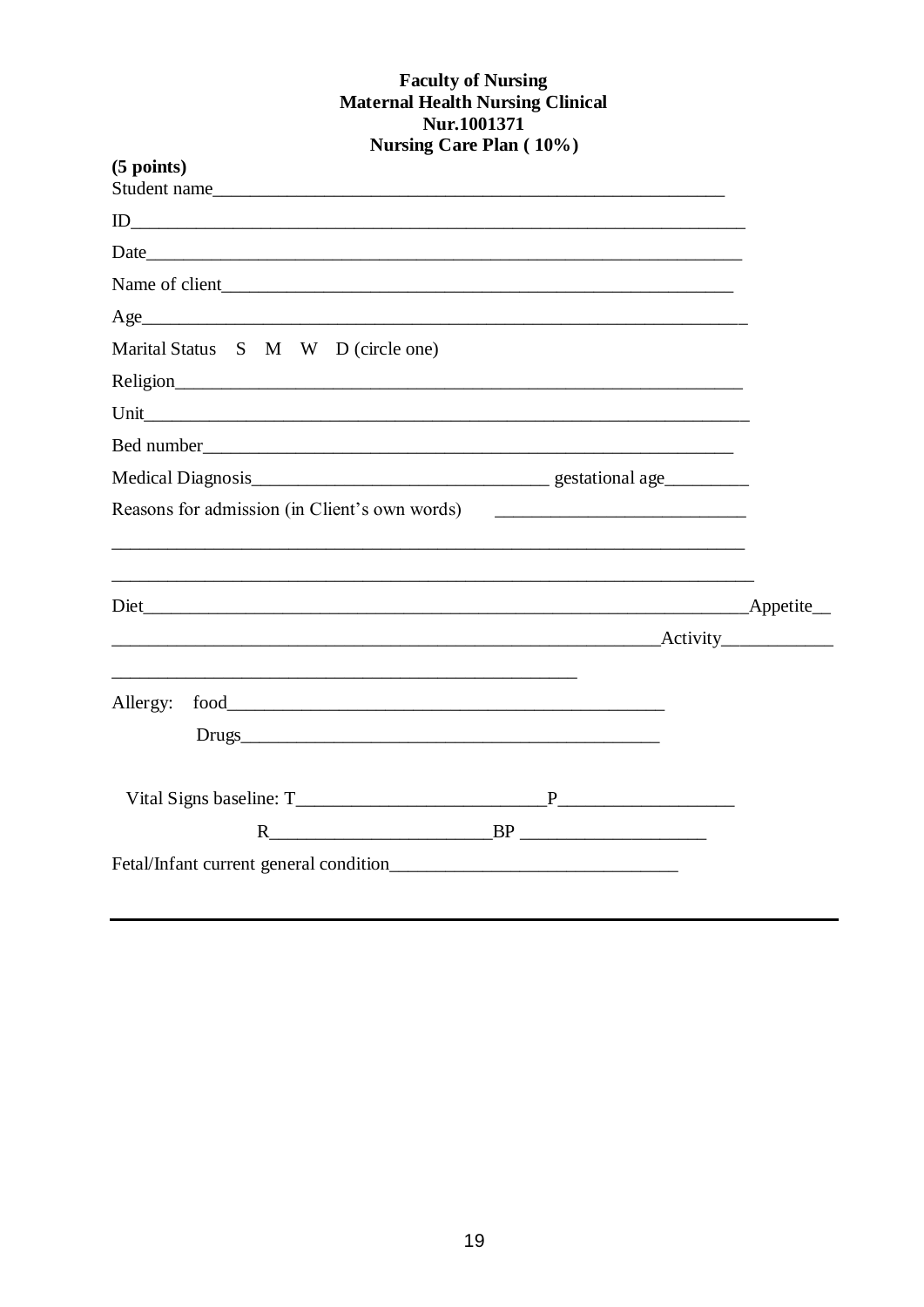**Faculty of Nursing**
**Maternal Health Nursing Clinical**
**Nur.1001371**
**Nursing Care Plan ( 10%)**

**(5 points)**

Student name________________________________________________________

ID________________________________________________________________

Date_______________________________________________________________

Name of client_______________________________________________________

Age________________________________________________________________

Marital Status S M W D (circle one)

Religion____________________________________________________________

Unit_______________________________________________________________

Bed number__________________________________________________________

Medical Diagnosis______________________________ gestational age_________

Reasons for admission (in Client's own words) __________________________

___________________________________________________________________

___________________________________________________________________

Diet______________________________________________________________Appetite__

__________________________________________________________Activity___________

__________________________________________________

Allergy: food______________________________________________

Drugs____________________________________________

Vital Signs baseline: T__________________________P__________________

R_______________________BP ___________________

Fetal/Infant current general condition______________________________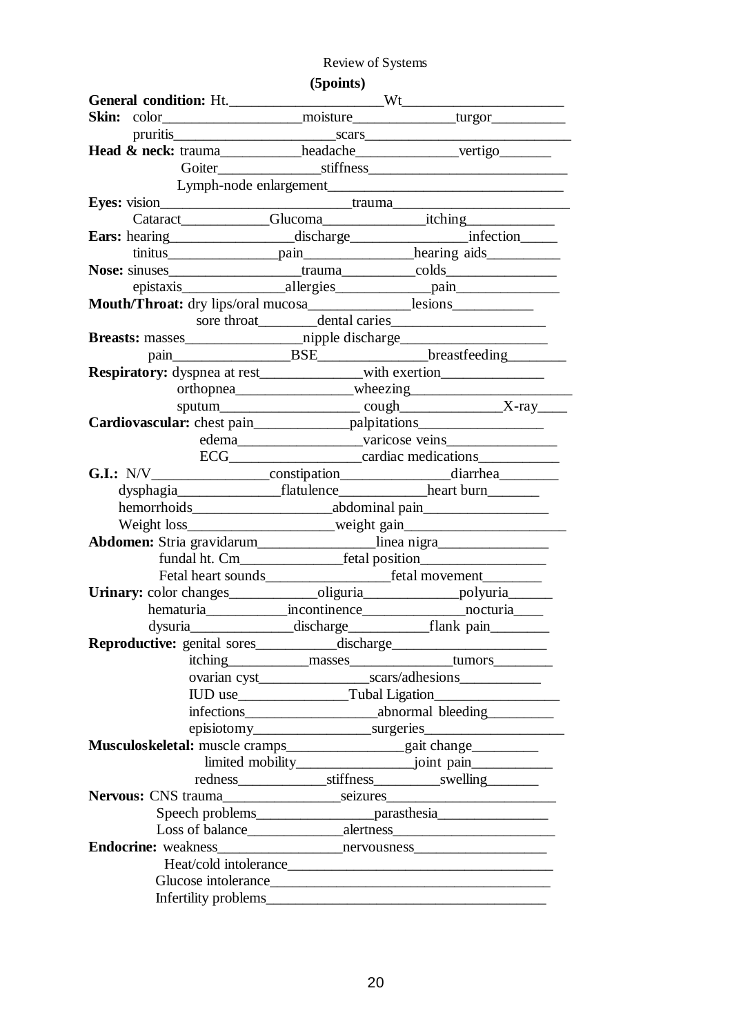Review of Systems

**(5points)**

**General condition:** Ht.____________________Wt_____________________

**Skin:** color__________________moisture_____________turgor_________

pruritis_____________________scars____________________________

**Head & neck:** trauma__________headache_____________vertigo_______

Goiter_____________stiffness__________________________

Lymph-node enlargement______________________________

**Eyes:** vision________________________trauma______________________

Cataract___________Glucoma_____________itching___________

**Ears:** hearing_______________discharge_______________infection_____

tinitus______________pain_____________hearing aids_________

**Nose:** sinuses_________________trauma_________colds______________

epistaxis_____________allergies____________pain_____________

**Mouth/Throat:** dry lips/oral mucosa_____________lesions__________

sore throat________dental caries____________________

**Breasts:** masses_______________nipple discharge___________________

pain_______________BSE______________breastfeeding________

**Respiratory:** dyspnea at rest_____________with exertion_____________

orthopnea_______________wheezing_____________________

sputum__________________ cough_____________X-ray____

**Cardiovascular:** chest pain____________palpitations_________________

edema________________varicose veins______________

ECG_________________cardiac medications__________

**G.I.:** N/V_______________constipation______________diarrhea________

dysphagia_____________flatulence___________heart burn_______

hemorrhoids__________________abdominal pain________________

Weight loss__________________weight gain_____________________

**Abdomen:** Stria gravidarum_______________linea nigra______________

fundal ht. Cm_____________fetal position________________

Fetal heart sounds________________fetal movement________

**Urinary:** color changes___________oliguria____________polyuria______

hematuria__________incontinence_____________nocturia____

dysuria_____________discharge__________flank pain________

**Reproductive:** genital sores__________discharge_____________________

itching__________masses_____________tumors________

ovarian cyst______________scars/adhesions___________

IUD use______________Tubal Ligation________________

infections_________________abnormal bleeding_________

episiotomy________________surgeries___________________

**Musculoskeletal:** muscle cramps________________gait change_________

limited mobility________________joint pain___________

redness____________stiffness_________swelling_______

**Nervous:** CNS trauma_______________seizures______________________

Speech problems________________parasthesia_______________

Loss of balance_____________alertness______________________

**Endocrine:** weakness________________nervousness_________________

Heat/cold intolerance__________________________________

Glucose intolerance____________________________________

Infertility problems____________________________________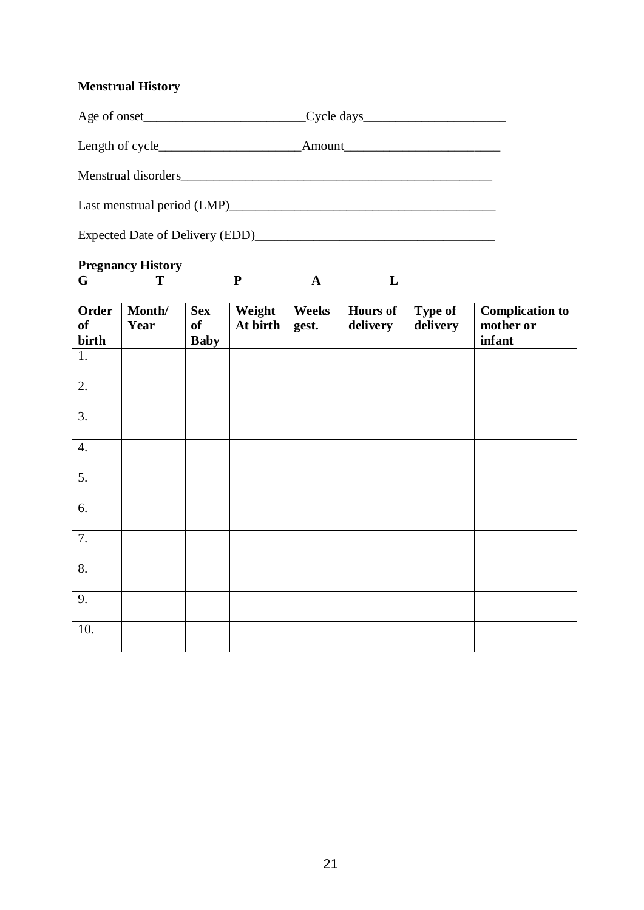**Menstrual History**

Age of onset_________________________Cycle days______________________

Length of cycle______________________Amount________________________

Menstrual disorders__________________________________________________

Last menstrual period (LMP)_________________________________________

Expected Date of Delivery (EDD)_____________________________________

**Pregnancy History**

**G T P A L**

| Order of birth | Month/ Year | Sex of Baby | Weight At birth | Weeks gest. | Hours of delivery | Type of delivery | Complication to mother or infant |
|---|---|---|---|---|---|---|---|
| 1. | | | | | | | |
| 2. | | | | | | | |
| 3. | | | | | | | |
| 4. | | | | | | | |
| 5. | | | | | | | |
| 6. | | | | | | | |
| 7. | | | | | | | |
| 8. | | | | | | | |
| 9. | | | | | | | |
| 10. | | | | | | | |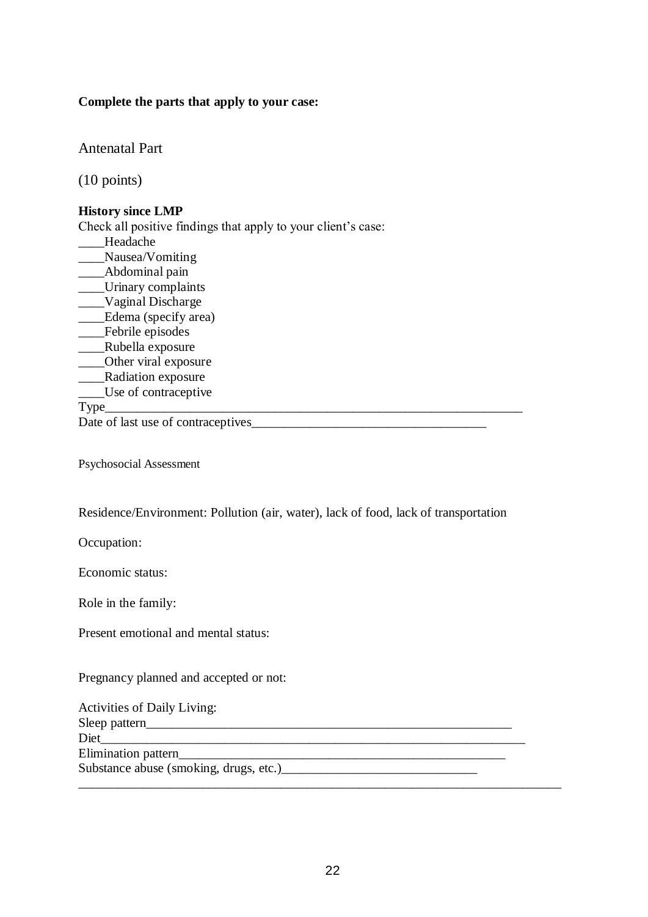**Complete the parts that apply to your case:**

Antenatal Part

(10 points)

**History since LMP**

Check all positive findings that apply to your client's case:

____Headache
____Nausea/Vomiting
____Abdominal pain
____Urinary complaints
____Vaginal Discharge
____Edema (specify area)
____Febrile episodes
____Rubella exposure
____Other viral exposure
____Radiation exposure
____Use of contraceptive
Type_________________________________________________________________
Date of last use of contraceptives____________________________________

Psychosocial Assessment

Residence/Environment: Pollution (air, water), lack of food, lack of transportation

Occupation:

Economic status:

Role in the family:

Present emotional and mental status:

Pregnancy planned and accepted or not:

Activities of Daily Living:
Sleep pattern__________________________________________________________
Diet_________________________________________________________________
Elimination pattern____________________________________________________
Substance abuse (smoking, drugs, etc.)____________________________
_____________________________________________________________________________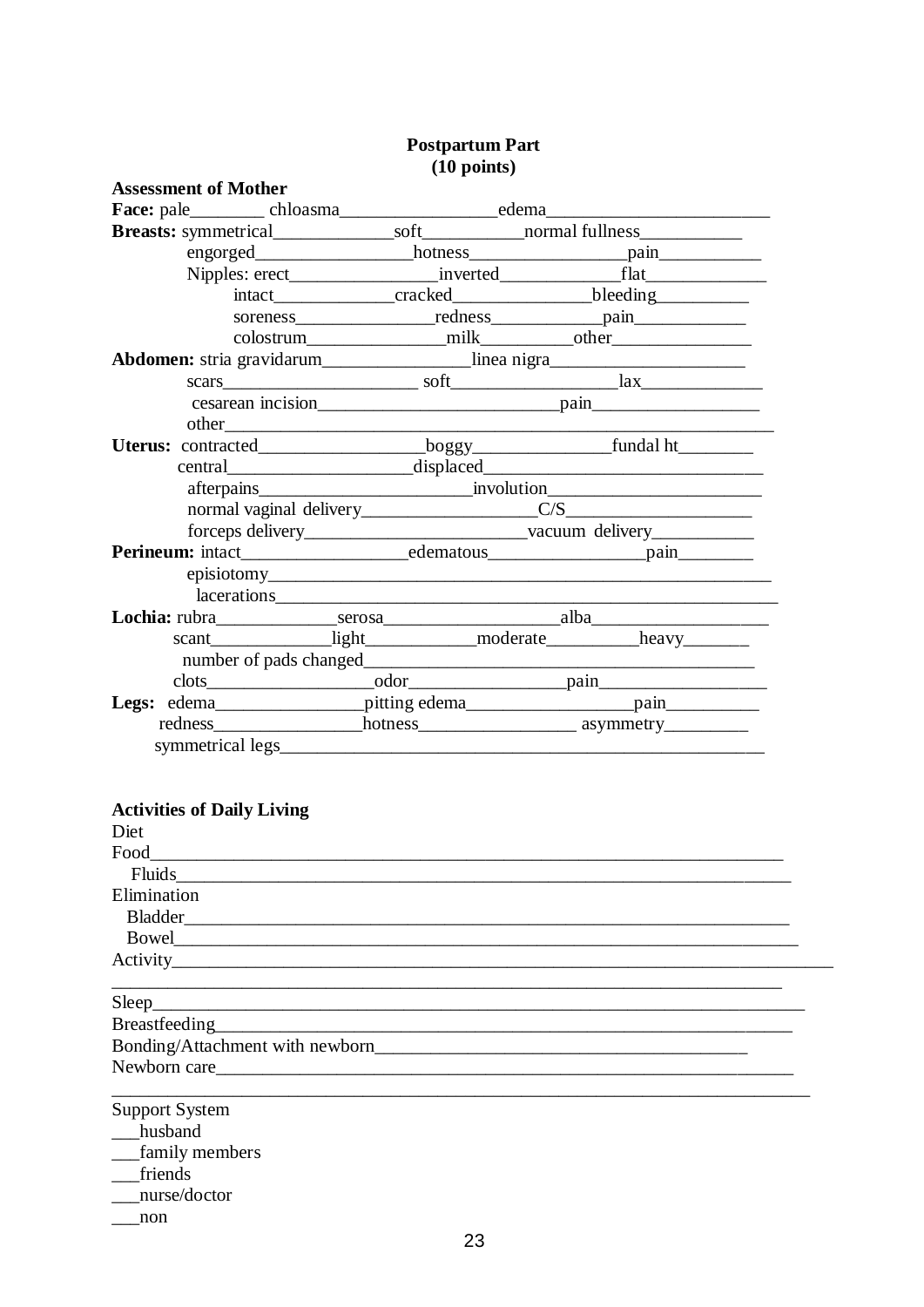**Postpartum Part**
**(10 points)**

**Assessment of Mother**

**Face:** pale________ chloasma_________________edema________________________

**Breasts:** symmetrical_____________soft___________normal fullness___________

engorged_________________hotness_________________pain___________

Nipples: erect________________inverted_____________flat_____________

intact_____________cracked_______________bleeding__________

soreness_______________redness____________pain____________

colostrum_______________milk__________other________________

**Abdomen:** stria gravidarum________________linea nigra_____________________

scars_____________________ soft__________________lax_____________

cesarean incision__________________________pain__________________

other______________________________________________________________

**Uterus:** contracted__________________boggy_______________fundal ht________

central____________________displaced______________________________

afterpains________________________involution________________________

normal vaginal delivery___________________C/S____________________

forceps delivery_______________________vacuum delivery___________

**Perineum:** intact__________________edematous_________________pain________

episiotomy_________________________________________________________

lacerations_________________________________________________________

**Lochia:** rubra_____________serosa___________________alba___________________

scant_____________light____________moderate__________heavy________

number of pads changed________________________________________

clots__________________odor_________________pain__________________

**Legs:** edema________________pitting edema__________________pain__________

redness________________hotness_________________ asymmetry_________

symmetrical legs__________________________________________________

**Activities of Daily Living**

Diet

Food________________________________________________________________________

Fluids_______________________________________________________________________

Elimination

Bladder_____________________________________________________________________

Bowel_______________________________________________________________________

Activity_______________________________________________________________________

_______________________________________________________________________________

Sleep_________________________________________________________________________

Breastfeeding__________________________________________________________________

Bonding/Attachment with newborn_________________________________________

Newborn care___________________________________________________________________

_______________________________________________________________________________

Support System

___husband

___family members

___friends

___nurse/doctor

___non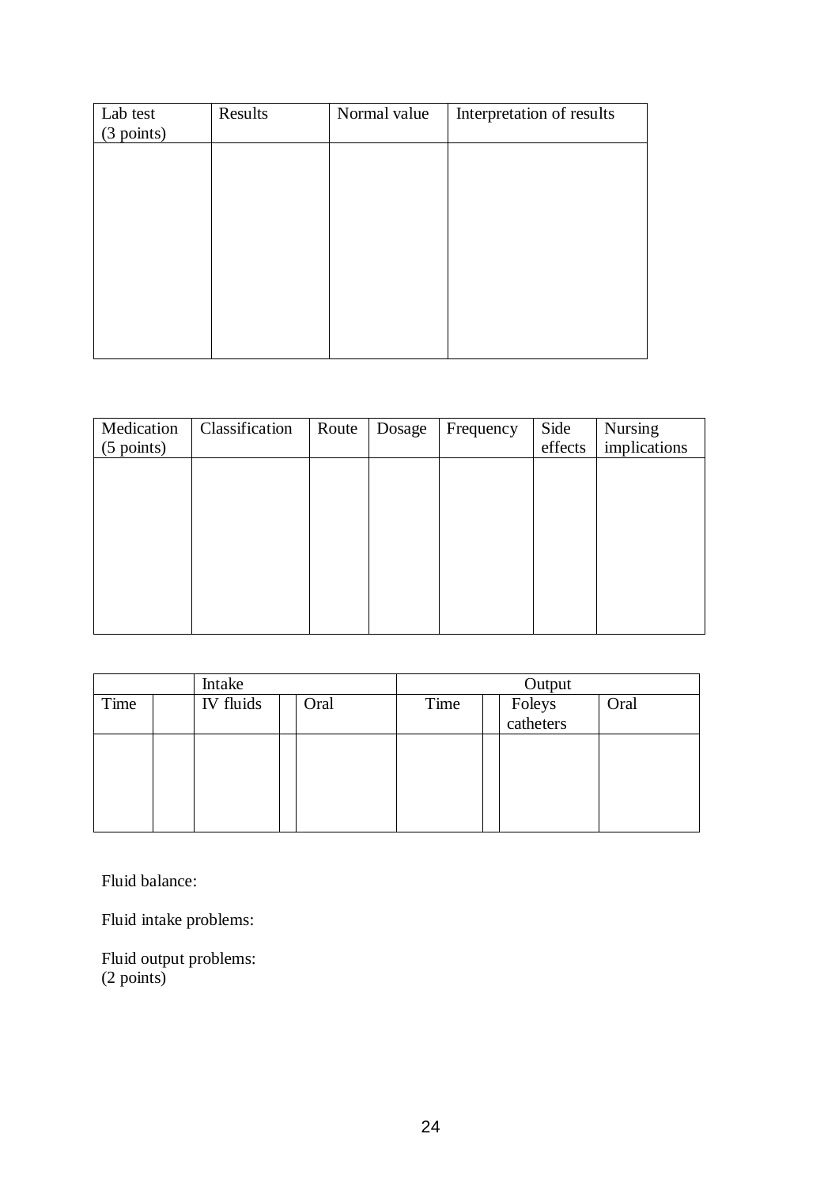| Lab test (3 points) | Results | Normal value | Interpretation of results |
|---|---|---|---|
| | | | |

| Medication (5 points) | Classification | Route | Dosage | Frequency | Side effects | Nursing implications |
|---|---|---|---|---|---|---|
| | | | | | | |

| | | Intake | | | Output | | | |
|---|---|---|---|---|---|---|---|---|
| Time | | IV fluids | | Oral | Time | | Foleys catheters | Oral |
| | | | | | | | | |

Fluid balance:

Fluid intake problems:

Fluid output problems:
(2 points)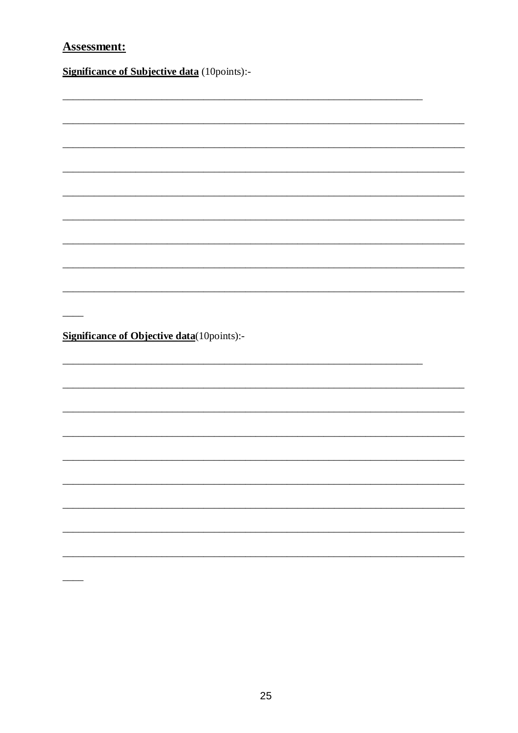## Assessment:

**Significance of Subjective data** (10points):-

___________________________________________________________________

___________________________________________________________________________

___________________________________________________________________________

___________________________________________________________________________

___________________________________________________________________________

___________________________________________________________________________

___________________________________________________________________________

___________________________________________________________________________

___________________________________________________________________________

____

**Significance of Objective data**(10points):-

___________________________________________________________________

___________________________________________________________________________

___________________________________________________________________________

___________________________________________________________________________

___________________________________________________________________________

___________________________________________________________________________

___________________________________________________________________________

___________________________________________________________________________

___________________________________________________________________________

____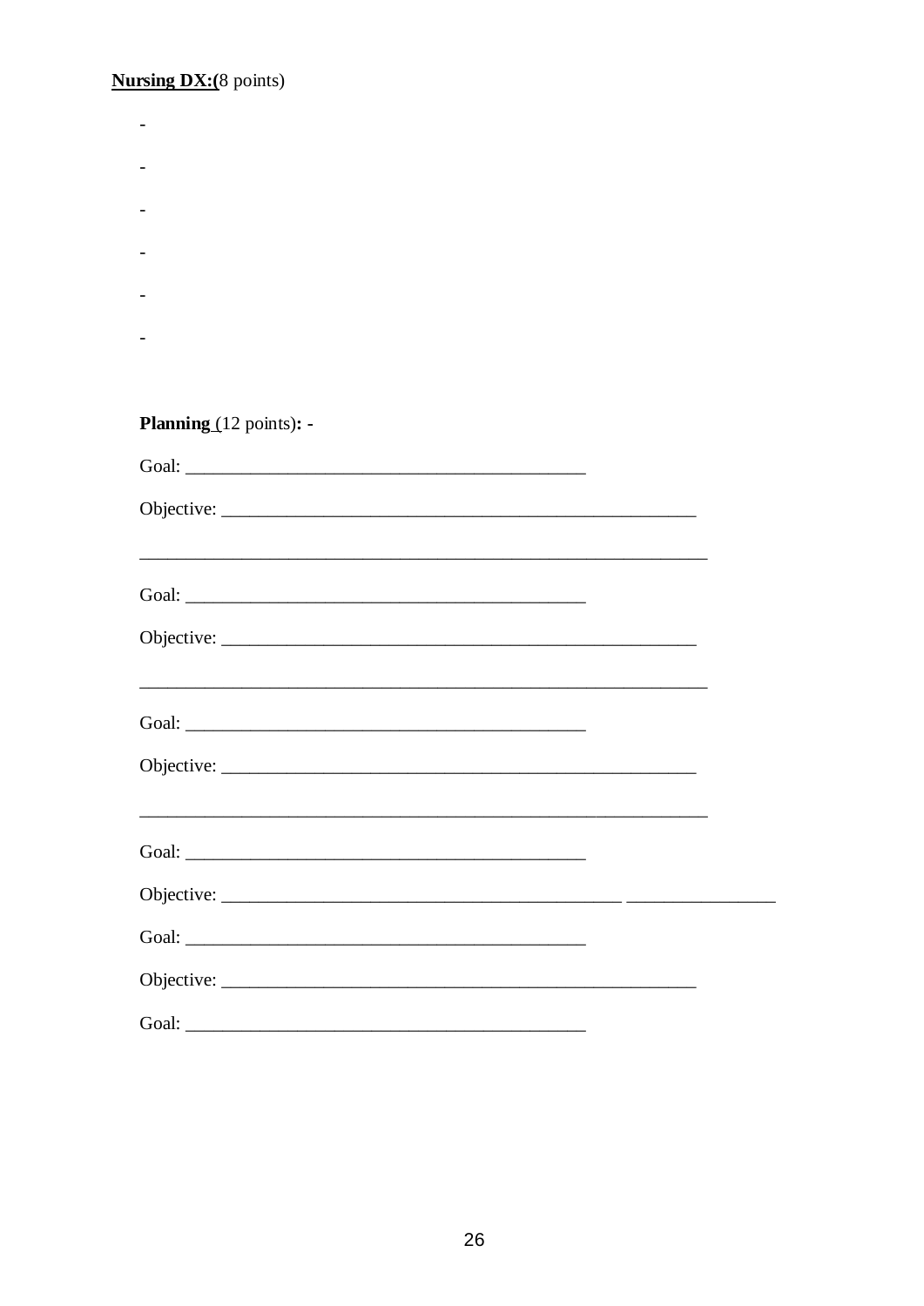**Nursing DX:(**8 points)

-
-
-
-
-
-

**Planning** (12 points)**: -**

Goal: ___________________________________________

Objective: ___________________________________________________

_____________________________________________________________

Goal: ___________________________________________

Objective: ___________________________________________________

_____________________________________________________________

Goal: ___________________________________________

Objective: ___________________________________________________

_____________________________________________________________

Goal: ___________________________________________

Objective: ___________________________________________ ________________

Goal: ___________________________________________

Objective: ___________________________________________________

Goal: ___________________________________________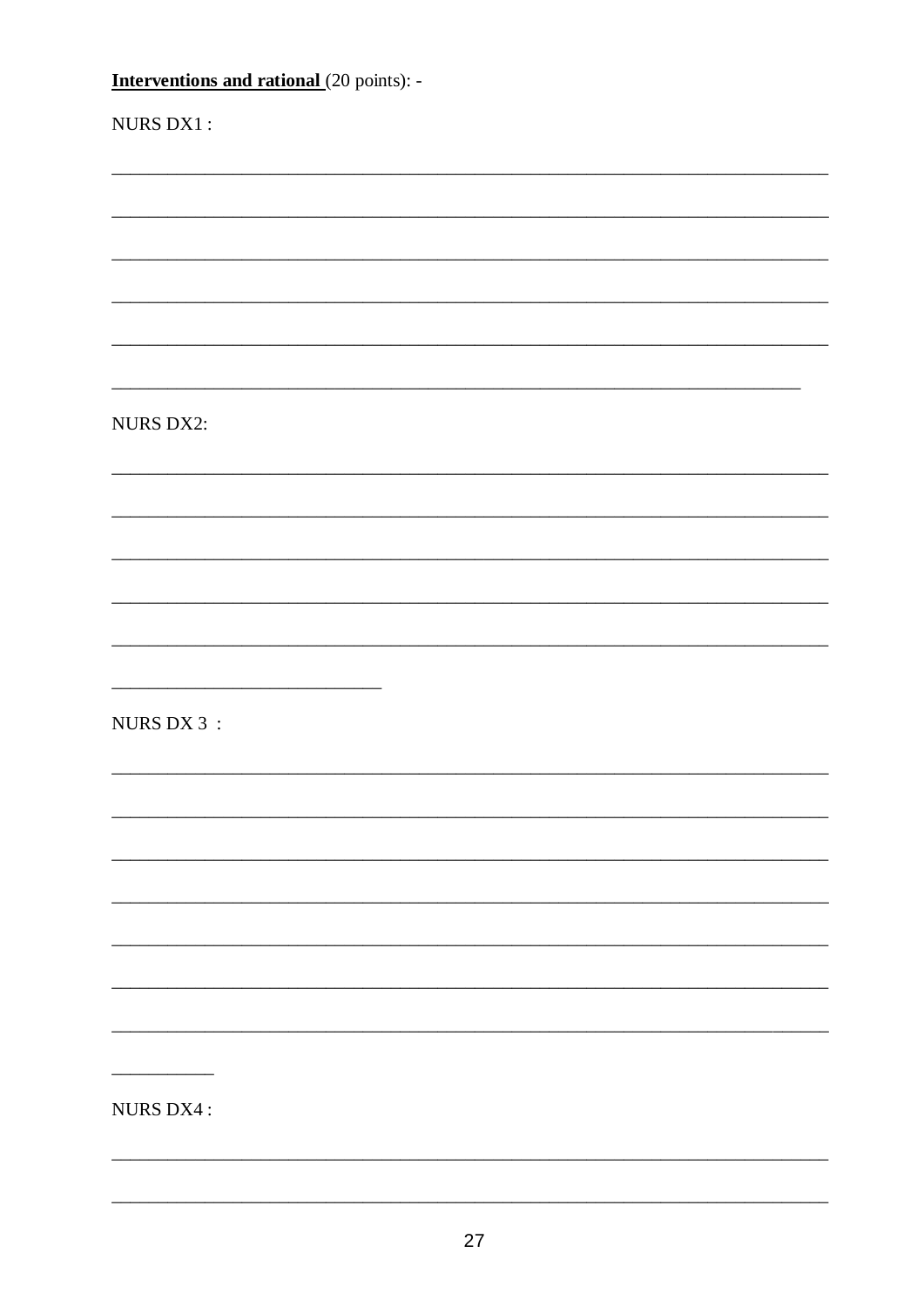**<u>Interventions and rational</u>** (20 points): -

NURS DX1 :

\_\_\_\_\_\_\_\_\_\_\_\_\_\_\_\_\_\_\_\_\_\_\_\_\_\_\_\_\_\_\_\_\_\_\_\_\_\_\_\_\_\_\_\_\_\_\_\_\_\_\_\_\_\_\_\_\_\_\_\_\_\_\_\_\_\_\_\_\_\_\_\_

\_\_\_\_\_\_\_\_\_\_\_\_\_\_\_\_\_\_\_\_\_\_\_\_\_\_\_\_\_\_\_\_\_\_\_\_\_\_\_\_\_\_\_\_\_\_\_\_\_\_\_\_\_\_\_\_\_\_\_\_\_\_\_\_\_\_\_\_\_\_\_\_

\_\_\_\_\_\_\_\_\_\_\_\_\_\_\_\_\_\_\_\_\_\_\_\_\_\_\_\_\_\_\_\_\_\_\_\_\_\_\_\_\_\_\_\_\_\_\_\_\_\_\_\_\_\_\_\_\_\_\_\_\_\_\_\_\_\_\_\_\_\_\_\_

\_\_\_\_\_\_\_\_\_\_\_\_\_\_\_\_\_\_\_\_\_\_\_\_\_\_\_\_\_\_\_\_\_\_\_\_\_\_\_\_\_\_\_\_\_\_\_\_\_\_\_\_\_\_\_\_\_\_\_\_\_\_\_\_\_\_\_\_\_\_\_\_

\_\_\_\_\_\_\_\_\_\_\_\_\_\_\_\_\_\_\_\_\_\_\_\_\_\_\_\_\_\_\_\_\_\_\_\_\_\_\_\_\_\_\_\_\_\_\_\_\_\_\_\_\_\_\_\_\_\_\_\_\_\_\_\_\_\_\_\_\_\_\_\_

\_\_\_\_\_\_\_\_\_\_\_\_\_\_\_\_\_\_\_\_\_\_\_\_\_\_\_\_\_\_\_\_\_\_\_\_\_\_\_\_\_\_\_\_\_\_\_\_\_\_\_\_\_\_\_\_\_\_\_\_\_\_\_\_\_\_\_\_\_

NURS DX2:

\_\_\_\_\_\_\_\_\_\_\_\_\_\_\_\_\_\_\_\_\_\_\_\_\_\_\_\_\_\_\_\_\_\_\_\_\_\_\_\_\_\_\_\_\_\_\_\_\_\_\_\_\_\_\_\_\_\_\_\_\_\_\_\_\_\_\_\_\_\_\_\_

\_\_\_\_\_\_\_\_\_\_\_\_\_\_\_\_\_\_\_\_\_\_\_\_\_\_\_\_\_\_\_\_\_\_\_\_\_\_\_\_\_\_\_\_\_\_\_\_\_\_\_\_\_\_\_\_\_\_\_\_\_\_\_\_\_\_\_\_\_\_\_\_

\_\_\_\_\_\_\_\_\_\_\_\_\_\_\_\_\_\_\_\_\_\_\_\_\_\_\_\_\_\_\_\_\_\_\_\_\_\_\_\_\_\_\_\_\_\_\_\_\_\_\_\_\_\_\_\_\_\_\_\_\_\_\_\_\_\_\_\_\_\_\_\_

\_\_\_\_\_\_\_\_\_\_\_\_\_\_\_\_\_\_\_\_\_\_\_\_\_\_\_\_\_\_\_\_\_\_\_\_\_\_\_\_\_\_\_\_\_\_\_\_\_\_\_\_\_\_\_\_\_\_\_\_\_\_\_\_\_\_\_\_\_\_\_\_

\_\_\_\_\_\_\_\_\_\_\_\_\_\_\_\_\_\_\_\_\_\_\_\_\_\_\_\_\_\_\_\_\_\_\_\_\_\_\_\_\_\_\_\_\_\_\_\_\_\_\_\_\_\_\_\_\_\_\_\_\_\_\_\_\_\_\_\_\_\_\_\_

\_\_\_\_\_\_\_\_\_\_\_\_\_\_\_\_\_\_\_\_\_\_\_\_\_\_\_\_\_\_

NURS DX 3 :

\_\_\_\_\_\_\_\_\_\_\_\_\_\_\_\_\_\_\_\_\_\_\_\_\_\_\_\_\_\_\_\_\_\_\_\_\_\_\_\_\_\_\_\_\_\_\_\_\_\_\_\_\_\_\_\_\_\_\_\_\_\_\_\_\_\_\_\_\_\_\_\_

\_\_\_\_\_\_\_\_\_\_\_\_\_\_\_\_\_\_\_\_\_\_\_\_\_\_\_\_\_\_\_\_\_\_\_\_\_\_\_\_\_\_\_\_\_\_\_\_\_\_\_\_\_\_\_\_\_\_\_\_\_\_\_\_\_\_\_\_\_\_\_\_

\_\_\_\_\_\_\_\_\_\_\_\_\_\_\_\_\_\_\_\_\_\_\_\_\_\_\_\_\_\_\_\_\_\_\_\_\_\_\_\_\_\_\_\_\_\_\_\_\_\_\_\_\_\_\_\_\_\_\_\_\_\_\_\_\_\_\_\_\_\_\_\_

\_\_\_\_\_\_\_\_\_\_\_\_\_\_\_\_\_\_\_\_\_\_\_\_\_\_\_\_\_\_\_\_\_\_\_\_\_\_\_\_\_\_\_\_\_\_\_\_\_\_\_\_\_\_\_\_\_\_\_\_\_\_\_\_\_\_\_\_\_\_\_\_

\_\_\_\_\_\_\_\_\_\_\_\_\_\_\_\_\_\_\_\_\_\_\_\_\_\_\_\_\_\_\_\_\_\_\_\_\_\_\_\_\_\_\_\_\_\_\_\_\_\_\_\_\_\_\_\_\_\_\_\_\_\_\_\_\_\_\_\_\_\_\_\_

\_\_\_\_\_\_\_\_\_\_\_\_\_\_\_\_\_\_\_\_\_\_\_\_\_\_\_\_\_\_\_\_\_\_\_\_\_\_\_\_\_\_\_\_\_\_\_\_\_\_\_\_\_\_\_\_\_\_\_\_\_\_\_\_\_\_\_\_\_\_\_\_

\_\_\_\_\_\_\_\_\_\_\_\_\_\_\_\_\_\_\_\_\_\_\_\_\_\_\_\_\_\_\_\_\_\_\_\_\_\_\_\_\_\_\_\_\_\_\_\_\_\_\_\_\_\_\_\_\_\_\_\_\_\_\_\_\_\_\_\_\_\_\_\_

\_\_\_\_\_\_\_\_\_\_\_

NURS DX4 :

\_\_\_\_\_\_\_\_\_\_\_\_\_\_\_\_\_\_\_\_\_\_\_\_\_\_\_\_\_\_\_\_\_\_\_\_\_\_\_\_\_\_\_\_\_\_\_\_\_\_\_\_\_\_\_\_\_\_\_\_\_\_\_\_\_\_\_\_\_\_\_\_

\_\_\_\_\_\_\_\_\_\_\_\_\_\_\_\_\_\_\_\_\_\_\_\_\_\_\_\_\_\_\_\_\_\_\_\_\_\_\_\_\_\_\_\_\_\_\_\_\_\_\_\_\_\_\_\_\_\_\_\_\_\_\_\_\_\_\_\_\_\_\_\_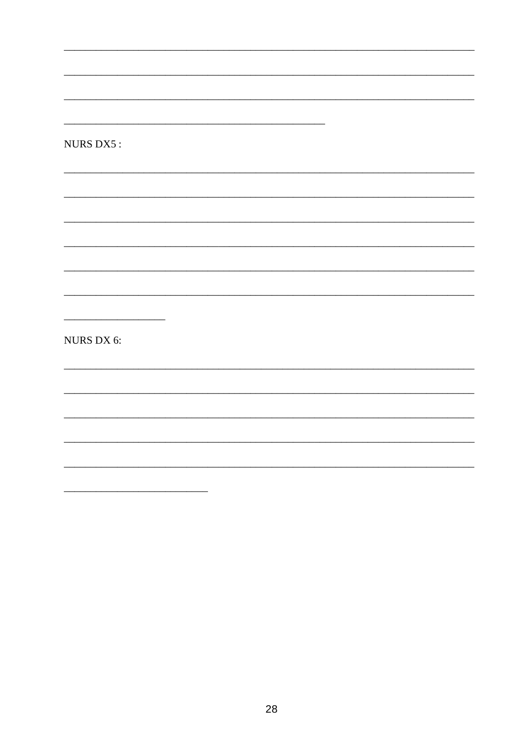\_\_\_\_\_\_\_\_\_\_\_\_\_\_\_\_\_\_\_\_\_\_\_\_\_\_\_\_\_\_\_\_\_\_\_\_\_\_\_\_\_\_\_\_\_\_\_\_\_\_\_\_\_\_\_\_\_\_\_\_\_\_\_\_\_\_\_\_\_\_\_\_\_\_\_\_

\_\_\_\_\_\_\_\_\_\_\_\_\_\_\_\_\_\_\_\_\_\_\_\_\_\_\_\_\_\_\_\_\_\_\_\_\_\_\_\_\_\_\_\_\_\_\_\_\_\_\_\_\_\_\_\_\_\_\_\_\_\_\_\_\_\_\_\_\_\_\_\_\_\_\_\_

\_\_\_\_\_\_\_\_\_\_\_\_\_\_\_\_\_\_\_\_\_\_\_\_\_\_\_\_\_\_\_\_\_\_\_\_\_\_\_\_\_\_\_\_\_\_\_\_\_\_\_\_\_\_\_\_\_\_\_\_\_\_\_\_\_\_\_\_\_\_\_\_\_\_\_\_

\_\_\_\_\_\_\_\_\_\_\_\_\_\_\_\_\_\_\_\_\_\_\_\_\_\_\_\_\_\_\_\_\_\_\_\_\_\_\_\_\_\_\_\_\_\_\_\_

NURS DX5 :

\_\_\_\_\_\_\_\_\_\_\_\_\_\_\_\_\_\_\_\_\_\_\_\_\_\_\_\_\_\_\_\_\_\_\_\_\_\_\_\_\_\_\_\_\_\_\_\_\_\_\_\_\_\_\_\_\_\_\_\_\_\_\_\_\_\_\_\_\_\_\_\_\_\_\_\_

\_\_\_\_\_\_\_\_\_\_\_\_\_\_\_\_\_\_\_\_\_\_\_\_\_\_\_\_\_\_\_\_\_\_\_\_\_\_\_\_\_\_\_\_\_\_\_\_\_\_\_\_\_\_\_\_\_\_\_\_\_\_\_\_\_\_\_\_\_\_\_\_\_\_\_\_

\_\_\_\_\_\_\_\_\_\_\_\_\_\_\_\_\_\_\_\_\_\_\_\_\_\_\_\_\_\_\_\_\_\_\_\_\_\_\_\_\_\_\_\_\_\_\_\_\_\_\_\_\_\_\_\_\_\_\_\_\_\_\_\_\_\_\_\_\_\_\_\_\_\_\_\_

\_\_\_\_\_\_\_\_\_\_\_\_\_\_\_\_\_\_\_\_\_\_\_\_\_\_\_\_\_\_\_\_\_\_\_\_\_\_\_\_\_\_\_\_\_\_\_\_\_\_\_\_\_\_\_\_\_\_\_\_\_\_\_\_\_\_\_\_\_\_\_\_\_\_\_\_

\_\_\_\_\_\_\_\_\_\_\_\_\_\_\_\_\_\_\_\_\_\_\_\_\_\_\_\_\_\_\_\_\_\_\_\_\_\_\_\_\_\_\_\_\_\_\_\_\_\_\_\_\_\_\_\_\_\_\_\_\_\_\_\_\_\_\_\_\_\_\_\_\_\_\_\_

\_\_\_\_\_\_\_\_\_\_\_\_\_\_\_\_\_\_\_\_\_\_\_\_\_\_\_\_\_\_\_\_\_\_\_\_\_\_\_\_\_\_\_\_\_\_\_\_\_\_\_\_\_\_\_\_\_\_\_\_\_\_\_\_\_\_\_\_\_\_\_\_\_\_\_\_

\_\_\_\_\_\_\_\_\_\_\_\_\_\_\_\_\_\_\_

NURS DX 6:

\_\_\_\_\_\_\_\_\_\_\_\_\_\_\_\_\_\_\_\_\_\_\_\_\_\_\_\_\_\_\_\_\_\_\_\_\_\_\_\_\_\_\_\_\_\_\_\_\_\_\_\_\_\_\_\_\_\_\_\_\_\_\_\_\_\_\_\_\_\_\_\_\_\_\_\_

\_\_\_\_\_\_\_\_\_\_\_\_\_\_\_\_\_\_\_\_\_\_\_\_\_\_\_\_\_\_\_\_\_\_\_\_\_\_\_\_\_\_\_\_\_\_\_\_\_\_\_\_\_\_\_\_\_\_\_\_\_\_\_\_\_\_\_\_\_\_\_\_\_\_\_\_

\_\_\_\_\_\_\_\_\_\_\_\_\_\_\_\_\_\_\_\_\_\_\_\_\_\_\_\_\_\_\_\_\_\_\_\_\_\_\_\_\_\_\_\_\_\_\_\_\_\_\_\_\_\_\_\_\_\_\_\_\_\_\_\_\_\_\_\_\_\_\_\_\_\_\_\_

\_\_\_\_\_\_\_\_\_\_\_\_\_\_\_\_\_\_\_\_\_\_\_\_\_\_\_\_\_\_\_\_\_\_\_\_\_\_\_\_\_\_\_\_\_\_\_\_\_\_\_\_\_\_\_\_\_\_\_\_\_\_\_\_\_\_\_\_\_\_\_\_\_\_\_\_

\_\_\_\_\_\_\_\_\_\_\_\_\_\_\_\_\_\_\_\_\_\_\_\_\_\_\_\_\_\_\_\_\_\_\_\_\_\_\_\_\_\_\_\_\_\_\_\_\_\_\_\_\_\_\_\_\_\_\_\_\_\_\_\_\_\_\_\_\_\_\_\_\_\_\_\_

\_\_\_\_\_\_\_\_\_\_\_\_\_\_\_\_\_\_\_\_\_\_\_\_\_\_\_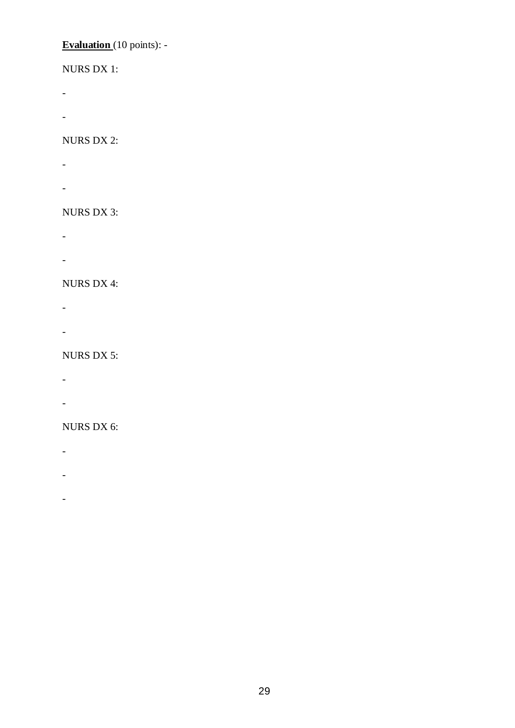**<u>Evaluation</u>** (10 points): -

NURS DX 1:

-

-

NURS DX 2:

-

-

NURS DX 3:

-

-

NURS DX 4:

-

-

NURS DX 5:

-

-

NURS DX 6:

-

-

-